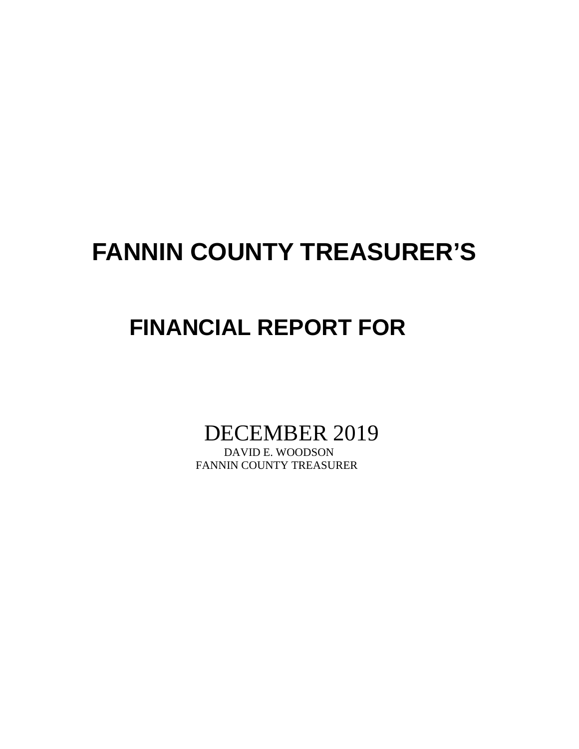# FANNIN COUNTY TREASURER'S

## FINANCIAL REPORT FOR

DECEMBER 2019

DAVID E. WOODSON

FANNIN COUNTY TREASURER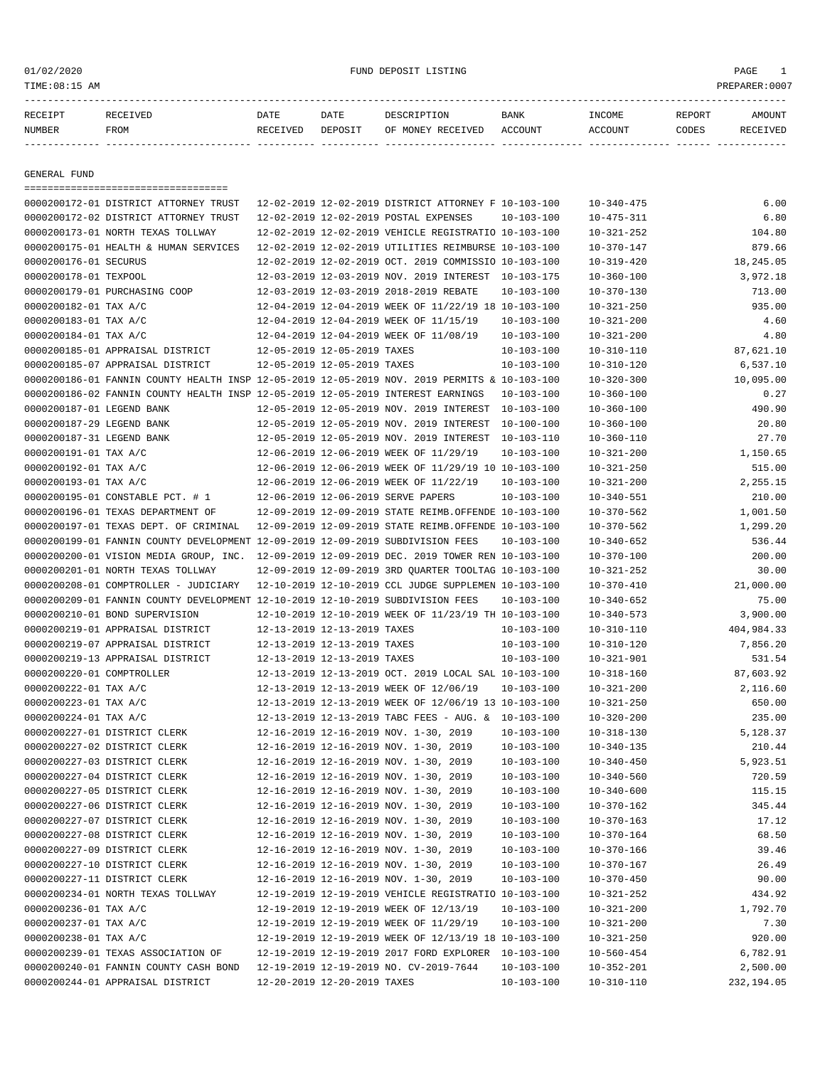01/02/2020 FUND DEPOSIT LISTING

TIME:08:15 AM PREPARER:0007

| RECEIPT NUMBER | RECEIVED FROM | DATE RECEIVED | DATE DEPOSIT | DESCRIPTION OF MONEY RECEIVED | BANK ACCOUNT | INCOME ACCOUNT | REPORT CODES | AMOUNT RECEIVED |
|---|---|---|---|---|---|---|---|---|

## GENERAL FUND

| RECEIPT NUMBER | RECEIVED FROM | DATE RECEIVED | DATE DEPOSIT | DESCRIPTION OF MONEY RECEIVED | BANK ACCOUNT | INCOME ACCOUNT | REPORT CODES | AMOUNT RECEIVED |
|---|---|---|---|---|---|---|---|---|
| 0000200172-01 | DISTRICT ATTORNEY TRUST | 12-02-2019 | 12-02-2019 | DISTRICT ATTORNEY F | 10-103-100 | 10-340-475 | | 6.00 |
| 0000200172-02 | DISTRICT ATTORNEY TRUST | 12-02-2019 | 12-02-2019 | POSTAL EXPENSES | 10-103-100 | 10-475-311 | | 6.80 |
| 0000200173-01 | NORTH TEXAS TOLLWAY | 12-02-2019 | 12-02-2019 | VEHICLE REGISTRATIO | 10-103-100 | 10-321-252 | | 104.80 |
| 0000200175-01 | HEALTH & HUMAN SERVICES | 12-02-2019 | 12-02-2019 | UTILITIES REIMBURSE | 10-103-100 | 10-370-147 | | 879.66 |
| 0000200176-01 | SECURUS | 12-02-2019 | 12-02-2019 | OCT. 2019 COMMISSIO | 10-103-100 | 10-319-420 | | 18,245.05 |
| 0000200178-01 | TEXPOOL | 12-03-2019 | 12-03-2019 | NOV. 2019 INTEREST | 10-103-175 | 10-360-100 | | 3,972.18 |
| 0000200179-01 | PURCHASING COOP | 12-03-2019 | 12-03-2019 | 2018-2019 REBATE | 10-103-100 | 10-370-130 | | 713.00 |
| 0000200182-01 | TAX A/C | 12-04-2019 | 12-04-2019 | WEEK OF 11/22/19 18 | 10-103-100 | 10-321-250 | | 935.00 |
| 0000200183-01 | TAX A/C | 12-04-2019 | 12-04-2019 | WEEK OF 11/15/19 | 10-103-100 | 10-321-200 | | 4.60 |
| 0000200184-01 | TAX A/C | 12-04-2019 | 12-04-2019 | WEEK OF 11/08/19 | 10-103-100 | 10-321-200 | | 4.80 |
| 0000200185-01 | APPRAISAL DISTRICT | 12-05-2019 | 12-05-2019 | TAXES | 10-103-100 | 10-310-110 | | 87,621.10 |
| 0000200185-07 | APPRAISAL DISTRICT | 12-05-2019 | 12-05-2019 | TAXES | 10-103-100 | 10-310-120 | | 6,537.10 |
| 0000200186-01 | FANNIN COUNTY HEALTH INSP | 12-05-2019 | 12-05-2019 | NOV. 2019 PERMITS & | 10-103-100 | 10-320-300 | | 10,095.00 |
| 0000200186-02 | FANNIN COUNTY HEALTH INSP | 12-05-2019 | 12-05-2019 | INTEREST EARNINGS | 10-103-100 | 10-360-100 | | 0.27 |
| 0000200187-01 | LEGEND BANK | 12-05-2019 | 12-05-2019 | NOV. 2019 INTEREST | 10-103-100 | 10-360-100 | | 490.90 |
| 0000200187-29 | LEGEND BANK | 12-05-2019 | 12-05-2019 | NOV. 2019 INTEREST | 10-100-100 | 10-360-100 | | 20.80 |
| 0000200187-31 | LEGEND BANK | 12-05-2019 | 12-05-2019 | NOV. 2019 INTEREST | 10-103-110 | 10-360-110 | | 27.70 |
| 0000200191-01 | TAX A/C | 12-06-2019 | 12-06-2019 | WEEK OF 11/29/19 | 10-103-100 | 10-321-200 | | 1,150.65 |
| 0000200192-01 | TAX A/C | 12-06-2019 | 12-06-2019 | WEEK OF 11/29/19 10 | 10-103-100 | 10-321-250 | | 515.00 |
| 0000200193-01 | TAX A/C | 12-06-2019 | 12-06-2019 | WEEK OF 11/22/19 | 10-103-100 | 10-321-200 | | 2,255.15 |
| 0000200195-01 | CONSTABLE PCT. # 1 | 12-06-2019 | 12-06-2019 | SERVE PAPERS | 10-103-100 | 10-340-551 | | 210.00 |
| 0000200196-01 | TEXAS DEPARTMENT OF | 12-09-2019 | 12-09-2019 | STATE REIMB.OFFENDE | 10-103-100 | 10-370-562 | | 1,001.50 |
| 0000200197-01 | TEXAS DEPT. OF CRIMINAL | 12-09-2019 | 12-09-2019 | STATE REIMB.OFFENDE | 10-103-100 | 10-370-562 | | 1,299.20 |
| 0000200199-01 | FANNIN COUNTY DEVELOPMENT | 12-09-2019 | 12-09-2019 | SUBDIVISION FEES | 10-103-100 | 10-340-652 | | 536.44 |
| 0000200200-01 | VISION MEDIA GROUP, INC. | 12-09-2019 | 12-09-2019 | DEC. 2019 TOWER REN | 10-103-100 | 10-370-100 | | 200.00 |
| 0000200201-01 | NORTH TEXAS TOLLWAY | 12-09-2019 | 12-09-2019 | 3RD QUARTER TOOLTAG | 10-103-100 | 10-321-252 | | 30.00 |
| 0000200208-01 | COMPTROLLER - JUDICIARY | 12-10-2019 | 12-10-2019 | CCL JUDGE SUPPLEMEN | 10-103-100 | 10-370-410 | | 21,000.00 |
| 0000200209-01 | FANNIN COUNTY DEVELOPMENT | 12-10-2019 | 12-10-2019 | SUBDIVISION FEES | 10-103-100 | 10-340-652 | | 75.00 |
| 0000200210-01 | BOND SUPERVISION | 12-10-2019 | 12-10-2019 | WEEK OF 11/23/19 TH | 10-103-100 | 10-340-573 | | 3,900.00 |
| 0000200219-01 | APPRAISAL DISTRICT | 12-13-2019 | 12-13-2019 | TAXES | 10-103-100 | 10-310-110 | | 404,984.33 |
| 0000200219-07 | APPRAISAL DISTRICT | 12-13-2019 | 12-13-2019 | TAXES | 10-103-100 | 10-310-120 | | 7,856.20 |
| 0000200219-13 | APPRAISAL DISTRICT | 12-13-2019 | 12-13-2019 | TAXES | 10-103-100 | 10-321-901 | | 531.54 |
| 0000200220-01 | COMPTROLLER | 12-13-2019 | 12-13-2019 | OCT. 2019 LOCAL SAL | 10-103-100 | 10-318-160 | | 87,603.92 |
| 0000200222-01 | TAX A/C | 12-13-2019 | 12-13-2019 | WEEK OF 12/06/19 | 10-103-100 | 10-321-200 | | 2,116.60 |
| 0000200223-01 | TAX A/C | 12-13-2019 | 12-13-2019 | WEEK OF 12/06/19 13 | 10-103-100 | 10-321-250 | | 650.00 |
| 0000200224-01 | TAX A/C | 12-13-2019 | 12-13-2019 | TABC FEES - AUG. & | 10-103-100 | 10-320-200 | | 235.00 |
| 0000200227-01 | DISTRICT CLERK | 12-16-2019 | 12-16-2019 | NOV. 1-30, 2019 | 10-103-100 | 10-318-130 | | 5,128.37 |
| 0000200227-02 | DISTRICT CLERK | 12-16-2019 | 12-16-2019 | NOV. 1-30, 2019 | 10-103-100 | 10-340-135 | | 210.44 |
| 0000200227-03 | DISTRICT CLERK | 12-16-2019 | 12-16-2019 | NOV. 1-30, 2019 | 10-103-100 | 10-340-450 | | 5,923.51 |
| 0000200227-04 | DISTRICT CLERK | 12-16-2019 | 12-16-2019 | NOV. 1-30, 2019 | 10-103-100 | 10-340-560 | | 720.59 |
| 0000200227-05 | DISTRICT CLERK | 12-16-2019 | 12-16-2019 | NOV. 1-30, 2019 | 10-103-100 | 10-340-600 | | 115.15 |
| 0000200227-06 | DISTRICT CLERK | 12-16-2019 | 12-16-2019 | NOV. 1-30, 2019 | 10-103-100 | 10-370-162 | | 345.44 |
| 0000200227-07 | DISTRICT CLERK | 12-16-2019 | 12-16-2019 | NOV. 1-30, 2019 | 10-103-100 | 10-370-163 | | 17.12 |
| 0000200227-08 | DISTRICT CLERK | 12-16-2019 | 12-16-2019 | NOV. 1-30, 2019 | 10-103-100 | 10-370-164 | | 68.50 |
| 0000200227-09 | DISTRICT CLERK | 12-16-2019 | 12-16-2019 | NOV. 1-30, 2019 | 10-103-100 | 10-370-166 | | 39.46 |
| 0000200227-10 | DISTRICT CLERK | 12-16-2019 | 12-16-2019 | NOV. 1-30, 2019 | 10-103-100 | 10-370-167 | | 26.49 |
| 0000200227-11 | DISTRICT CLERK | 12-16-2019 | 12-16-2019 | NOV. 1-30, 2019 | 10-103-100 | 10-370-450 | | 90.00 |
| 0000200234-01 | NORTH TEXAS TOLLWAY | 12-19-2019 | 12-19-2019 | VEHICLE REGISTRATIO | 10-103-100 | 10-321-252 | | 434.92 |
| 0000200236-01 | TAX A/C | 12-19-2019 | 12-19-2019 | WEEK OF 12/13/19 | 10-103-100 | 10-321-200 | | 1,792.70 |
| 0000200237-01 | TAX A/C | 12-19-2019 | 12-19-2019 | WEEK OF 11/29/19 | 10-103-100 | 10-321-200 | | 7.30 |
| 0000200238-01 | TAX A/C | 12-19-2019 | 12-19-2019 | WEEK OF 12/13/19 18 | 10-103-100 | 10-321-250 | | 920.00 |
| 0000200239-01 | TEXAS ASSOCIATION OF | 12-19-2019 | 12-19-2019 | 2017 FORD EXPLORER | 10-103-100 | 10-560-454 | | 6,782.91 |
| 0000200240-01 | FANNIN COUNTY CASH BOND | 12-19-2019 | 12-19-2019 | NO. CV-2019-7644 | 10-103-100 | 10-352-201 | | 2,500.00 |
| 0000200244-01 | APPRAISAL DISTRICT | 12-20-2019 | 12-20-2019 | TAXES | 10-103-100 | 10-310-110 | | 232,194.05 |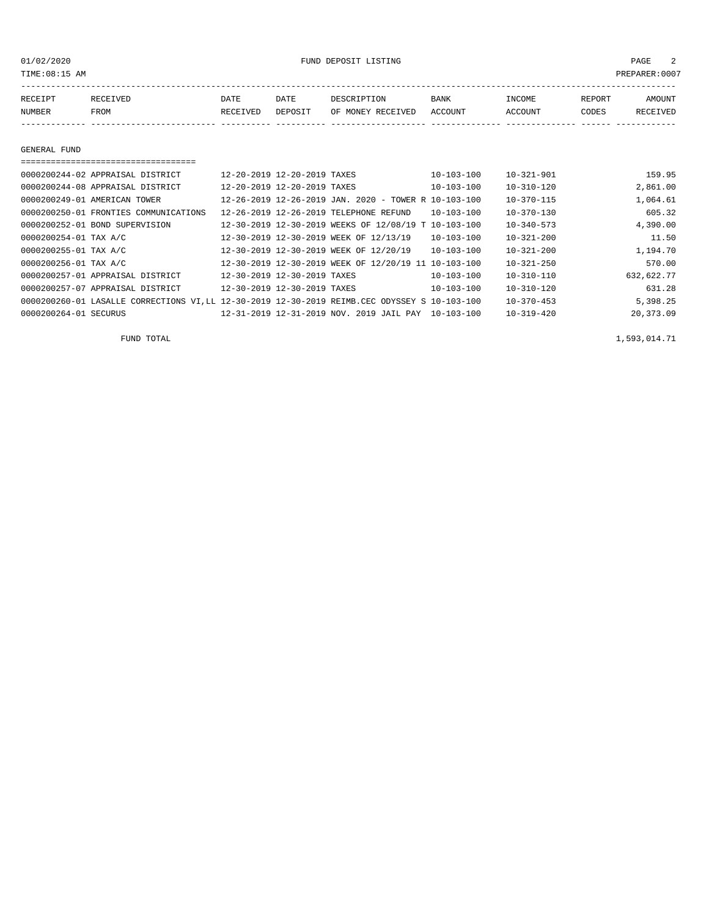FUND DEPOSIT LISTING

TIME:08:15 AM PREPARER:0007

| RECEIPT NUMBER | RECEIVED FROM | DATE RECEIVED | DATE DEPOSIT | DESCRIPTION OF MONEY RECEIVED | BANK ACCOUNT | INCOME ACCOUNT | REPORT CODES | AMOUNT RECEIVED |
|---|---|---|---|---|---|---|---|---|

## GENERAL FUND

| RECEIPT NUMBER | RECEIVED FROM | DATE RECEIVED | DATE DEPOSIT | DESCRIPTION OF MONEY RECEIVED | BANK ACCOUNT | INCOME ACCOUNT | REPORT CODES | AMOUNT RECEIVED |
|---|---|---|---|---|---|---|---|---|
| 0000200244-02 | APPRAISAL DISTRICT | 12-20-2019 | 12-20-2019 | TAXES | 10-103-100 | 10-321-901 | | 159.95 |
| 0000200244-08 | APPRAISAL DISTRICT | 12-20-2019 | 12-20-2019 | TAXES | 10-103-100 | 10-310-120 | | 2,861.00 |
| 0000200249-01 | AMERICAN TOWER | 12-26-2019 | 12-26-2019 | JAN. 2020 - TOWER R | 10-103-100 | 10-370-115 | | 1,064.61 |
| 0000200250-01 | FRONTIES COMMUNICATIONS | 12-26-2019 | 12-26-2019 | TELEPHONE REFUND | 10-103-100 | 10-370-130 | | 605.32 |
| 0000200252-01 | BOND SUPERVISION | 12-30-2019 | 12-30-2019 | WEEKS OF 12/08/19 T | 10-103-100 | 10-340-573 | | 4,390.00 |
| 0000200254-01 | TAX A/C | 12-30-2019 | 12-30-2019 | WEEK OF 12/13/19 | 10-103-100 | 10-321-200 | | 11.50 |
| 0000200255-01 | TAX A/C | 12-30-2019 | 12-30-2019 | WEEK OF 12/20/19 | 10-103-100 | 10-321-200 | | 1,194.70 |
| 0000200256-01 | TAX A/C | 12-30-2019 | 12-30-2019 | WEEK OF 12/20/19 11 | 10-103-100 | 10-321-250 | | 570.00 |
| 0000200257-01 | APPRAISAL DISTRICT | 12-30-2019 | 12-30-2019 | TAXES | 10-103-100 | 10-310-110 | | 632,622.77 |
| 0000200257-07 | APPRAISAL DISTRICT | 12-30-2019 | 12-30-2019 | TAXES | 10-103-100 | 10-310-120 | | 631.28 |
| 0000200260-01 | LASALLE CORRECTIONS VI,LL | 12-30-2019 | 12-30-2019 | REIMB.CEC ODYSSEY S | 10-103-100 | 10-370-453 | | 5,398.25 |
| 0000200264-01 | SECURUS | 12-31-2019 | 12-31-2019 | NOV. 2019 JAIL PAY | 10-103-100 | 10-319-420 | | 20,373.09 |

FUND TOTAL 1,593,014.71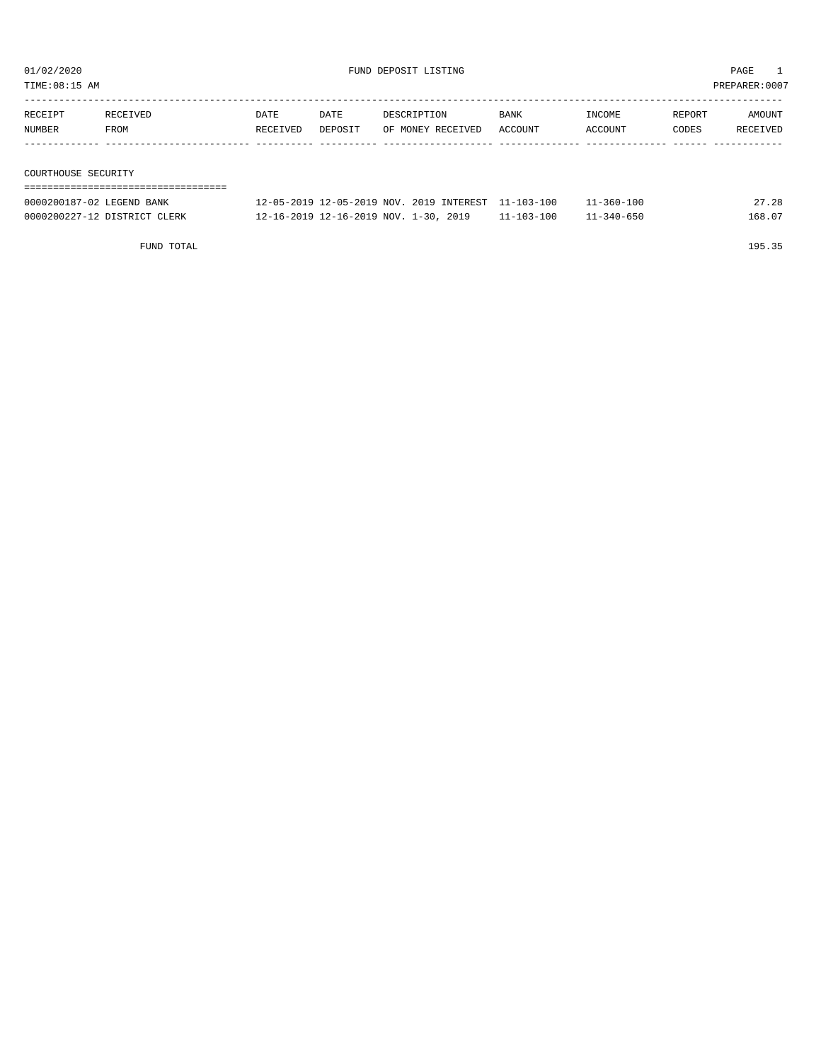01/02/2020 FUND DEPOSIT LISTING

TIME:08:15 AM PREPARER:0007

| RECEIPT NUMBER | RECEIVED FROM | DATE RECEIVED | DATE DEPOSIT | DESCRIPTION OF MONEY RECEIVED | BANK ACCOUNT | INCOME ACCOUNT | REPORT CODES | AMOUNT RECEIVED |
|---|---|---|---|---|---|---|---|---|
| **COURTHOUSE SECURITY** | | | | | | | | |
| 0000200187-02 | LEGEND BANK | 12-05-2019 | 12-05-2019 | NOV. 2019 INTEREST | 11-103-100 | 11-360-100 | | 27.28 |
| 0000200227-12 | DISTRICT CLERK | 12-16-2019 | 12-16-2019 | NOV. 1-30, 2019 | 11-103-100 | 11-340-650 | | 168.07 |
| | FUND TOTAL | | | | | | | 195.35 |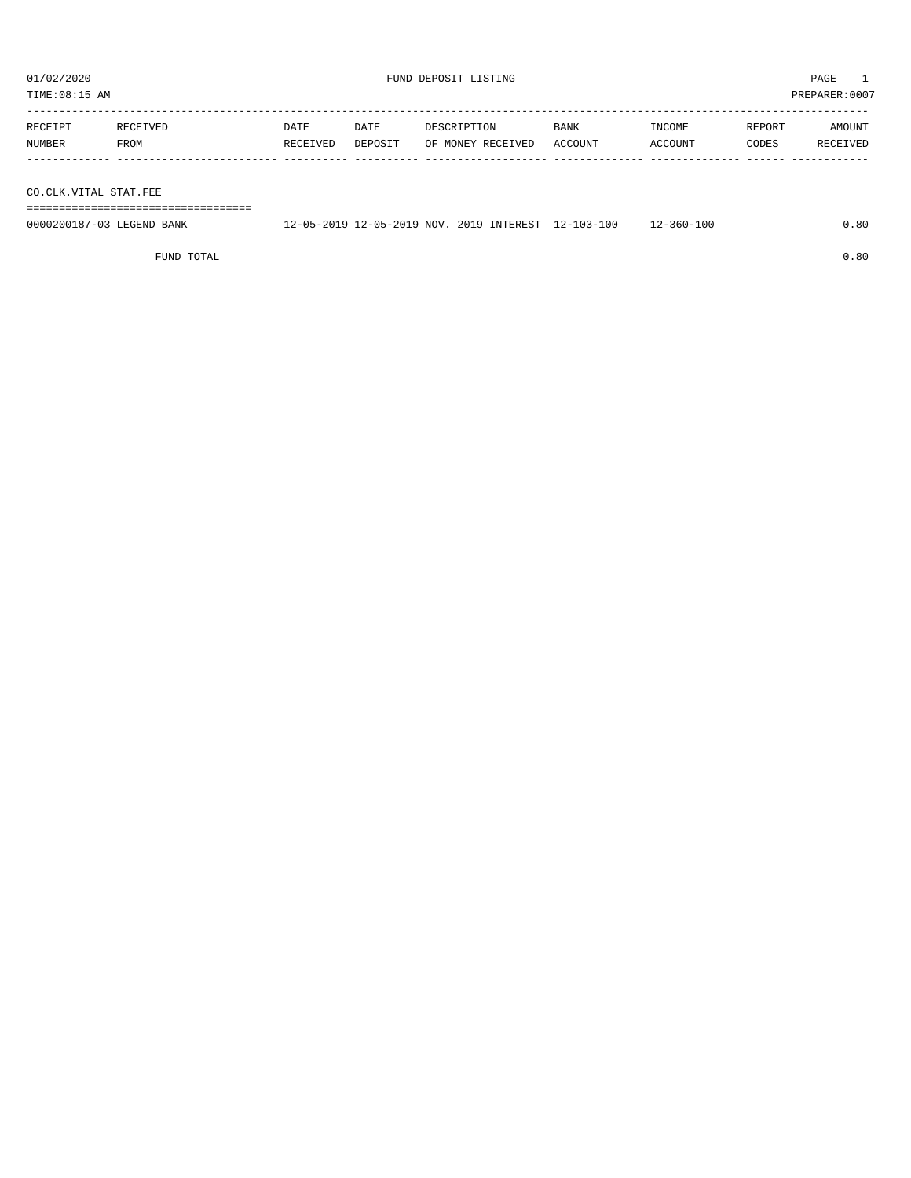01/02/2020 FUND DEPOSIT LISTING

TIME:08:15 AM PREPARER:0007

| RECEIPT NUMBER | RECEIVED FROM | DATE RECEIVED | DATE DEPOSIT | DESCRIPTION OF MONEY RECEIVED | BANK ACCOUNT | INCOME ACCOUNT | REPORT CODES | AMOUNT RECEIVED |
|---|---|---|---|---|---|---|---|---|
| **CO.CLK.VITAL STAT.FEE** | | | | | | | | |
| 0000200187-03 | LEGEND BANK | 12-05-2019 | 12-05-2019 | NOV. 2019 INTEREST | 12-103-100 | 12-360-100 | | 0.80 |
| | FUND TOTAL | | | | | | | 0.80 |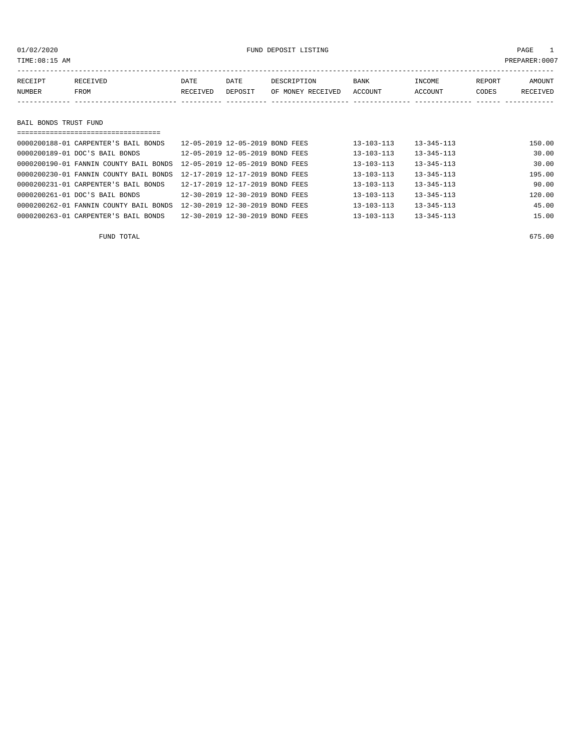01/02/2020 FUND DEPOSIT LISTING

TIME:08:15 AM PREPARER:0007

| RECEIPT NUMBER | RECEIVED FROM | DATE RECEIVED | DATE DEPOSIT | DESCRIPTION OF MONEY RECEIVED | BANK ACCOUNT | INCOME ACCOUNT | REPORT CODES | AMOUNT RECEIVED |
|---|---|---|---|---|---|---|---|---|

## BAIL BONDS TRUST FUND

| RECEIPT NUMBER | RECEIVED FROM | DATE RECEIVED | DATE DEPOSIT | DESCRIPTION OF MONEY RECEIVED | BANK ACCOUNT | INCOME ACCOUNT | REPORT CODES | AMOUNT RECEIVED |
|---|---|---|---|---|---|---|---|---|
| 0000200188-01 | CARPENTER'S BAIL BONDS | 12-05-2019 | 12-05-2019 | BOND FEES | 13-103-113 | 13-345-113 | | 150.00 |
| 0000200189-01 | DOC'S BAIL BONDS | 12-05-2019 | 12-05-2019 | BOND FEES | 13-103-113 | 13-345-113 | | 30.00 |
| 0000200190-01 | FANNIN COUNTY BAIL BONDS | 12-05-2019 | 12-05-2019 | BOND FEES | 13-103-113 | 13-345-113 | | 30.00 |
| 0000200230-01 | FANNIN COUNTY BAIL BONDS | 12-17-2019 | 12-17-2019 | BOND FEES | 13-103-113 | 13-345-113 | | 195.00 |
| 0000200231-01 | CARPENTER'S BAIL BONDS | 12-17-2019 | 12-17-2019 | BOND FEES | 13-103-113 | 13-345-113 | | 90.00 |
| 0000200261-01 | DOC'S BAIL BONDS | 12-30-2019 | 12-30-2019 | BOND FEES | 13-103-113 | 13-345-113 | | 120.00 |
| 0000200262-01 | FANNIN COUNTY BAIL BONDS | 12-30-2019 | 12-30-2019 | BOND FEES | 13-103-113 | 13-345-113 | | 45.00 |
| 0000200263-01 | CARPENTER'S BAIL BONDS | 12-30-2019 | 12-30-2019 | BOND FEES | 13-103-113 | 13-345-113 | | 15.00 |
| | FUND TOTAL | | | | | | | 675.00 |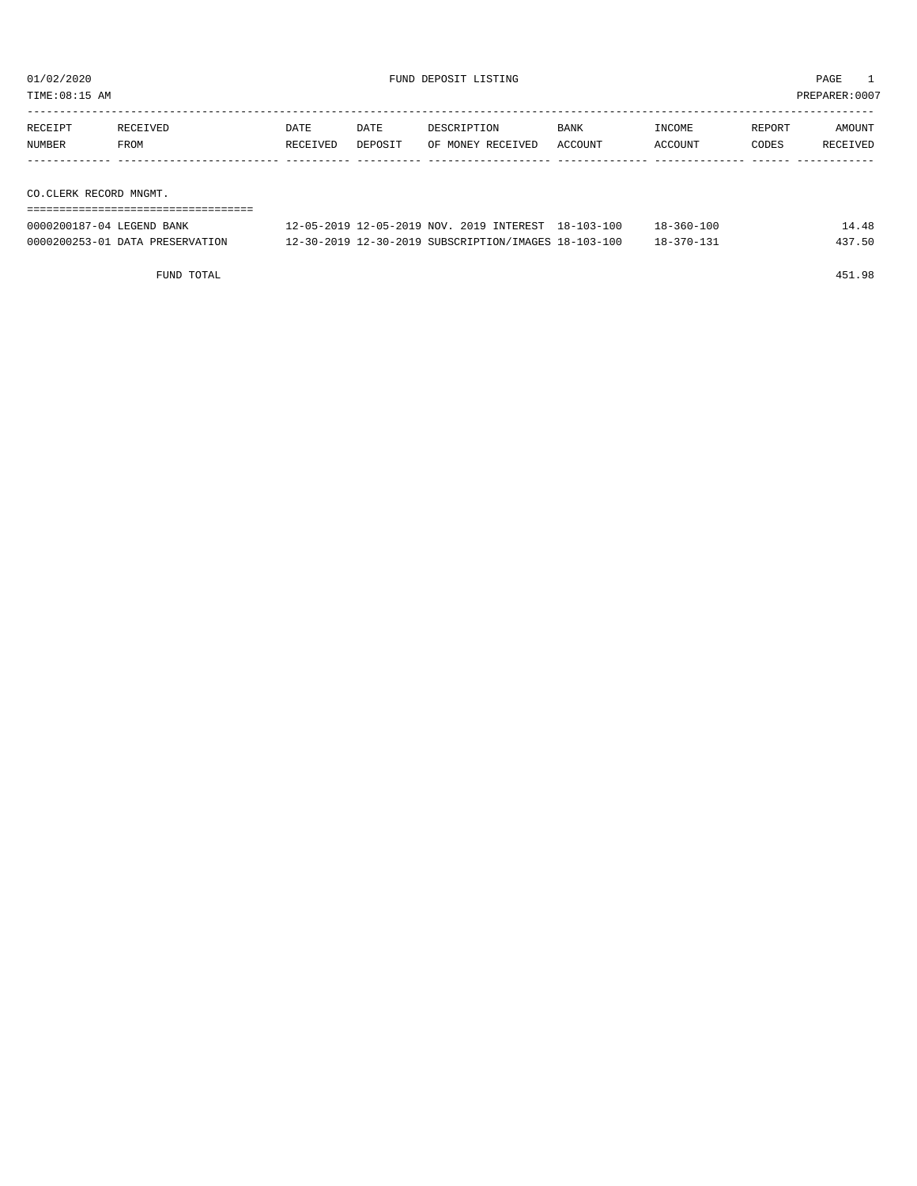01/02/2020 FUND DEPOSIT LISTING

TIME:08:15 AM PREPARER:0007

| RECEIPT NUMBER | RECEIVED FROM | DATE RECEIVED | DATE DEPOSIT | DESCRIPTION OF MONEY RECEIVED | BANK ACCOUNT | INCOME ACCOUNT | REPORT CODES | AMOUNT RECEIVED |
|---|---|---|---|---|---|---|---|---|
| **CO.CLERK RECORD MNGMT.** | | | | | | | | |
| 0000200187-04 | LEGEND BANK | 12-05-2019 | 12-05-2019 | NOV. 2019 INTEREST | 18-103-100 | 18-360-100 | | 14.48 |
| 0000200253-01 | DATA PRESERVATION | 12-30-2019 | 12-30-2019 | SUBSCRIPTION/IMAGES | 18-103-100 | 18-370-131 | | 437.50 |
| | FUND TOTAL | | | | | | | 451.98 |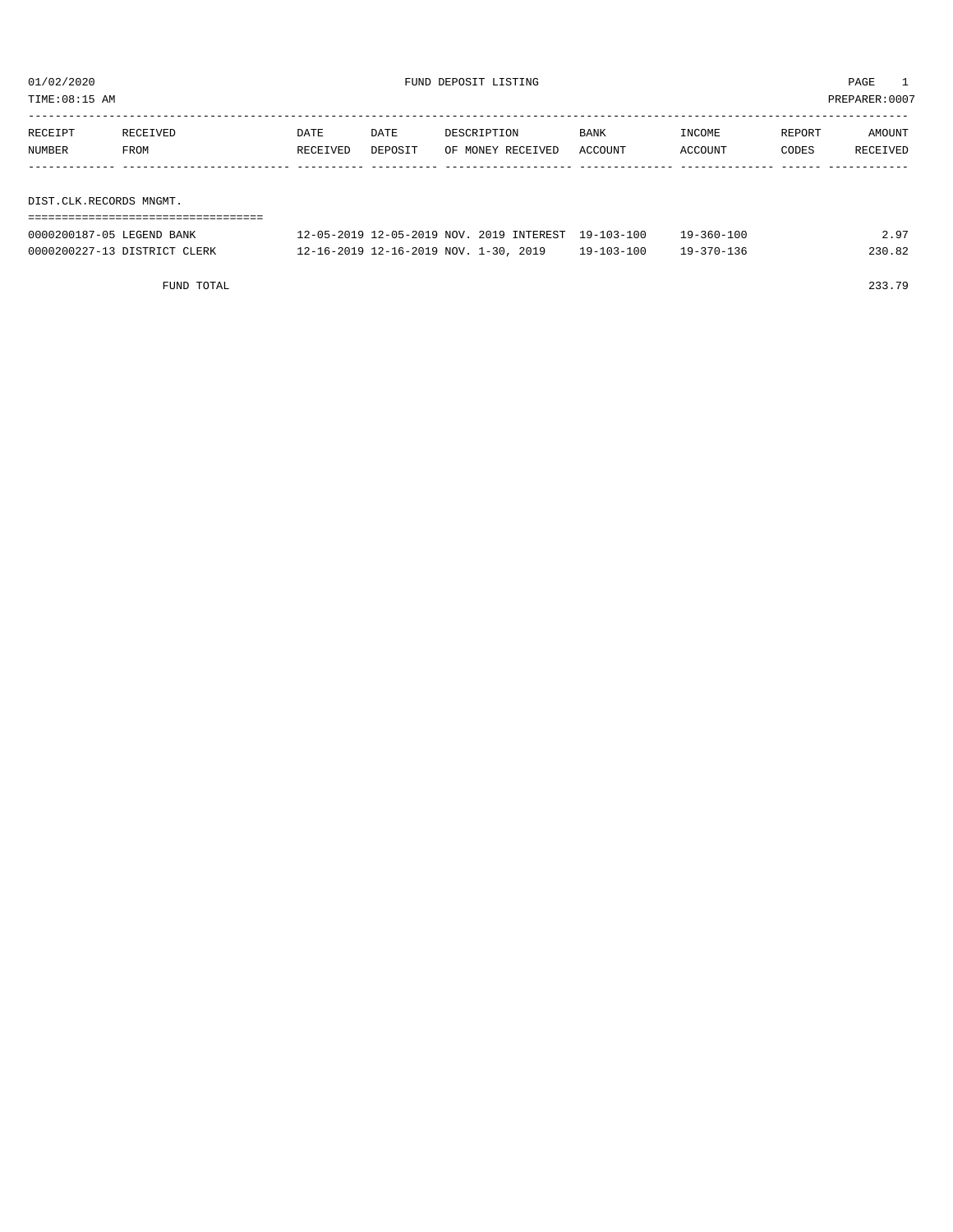01/02/2020 FUND DEPOSIT LISTING PAGE 1

TIME:08:15 AM PREPARER:0007

| RECEIPT NUMBER | RECEIVED FROM | DATE RECEIVED | DATE DEPOSIT | DESCRIPTION OF MONEY RECEIVED | BANK ACCOUNT | INCOME ACCOUNT | REPORT CODES | AMOUNT RECEIVED |
|---|---|---|---|---|---|---|---|---|

DIST.CLK.RECORDS MNGMT.

| RECEIPT NUMBER | RECEIVED FROM | DATE RECEIVED | DATE DEPOSIT | DESCRIPTION OF MONEY RECEIVED | BANK ACCOUNT | INCOME ACCOUNT | REPORT CODES | AMOUNT RECEIVED |
|---|---|---|---|---|---|---|---|---|
| 0000200187-05 | LEGEND BANK | 12-05-2019 | 12-05-2019 | NOV. 2019 INTEREST | 19-103-100 | 19-360-100 | | 2.97 |
| 0000200227-13 | DISTRICT CLERK | 12-16-2019 | 12-16-2019 | NOV. 1-30, 2019 | 19-103-100 | 19-370-136 | | 230.82 |
| | FUND TOTAL | | | | | | | 233.79 |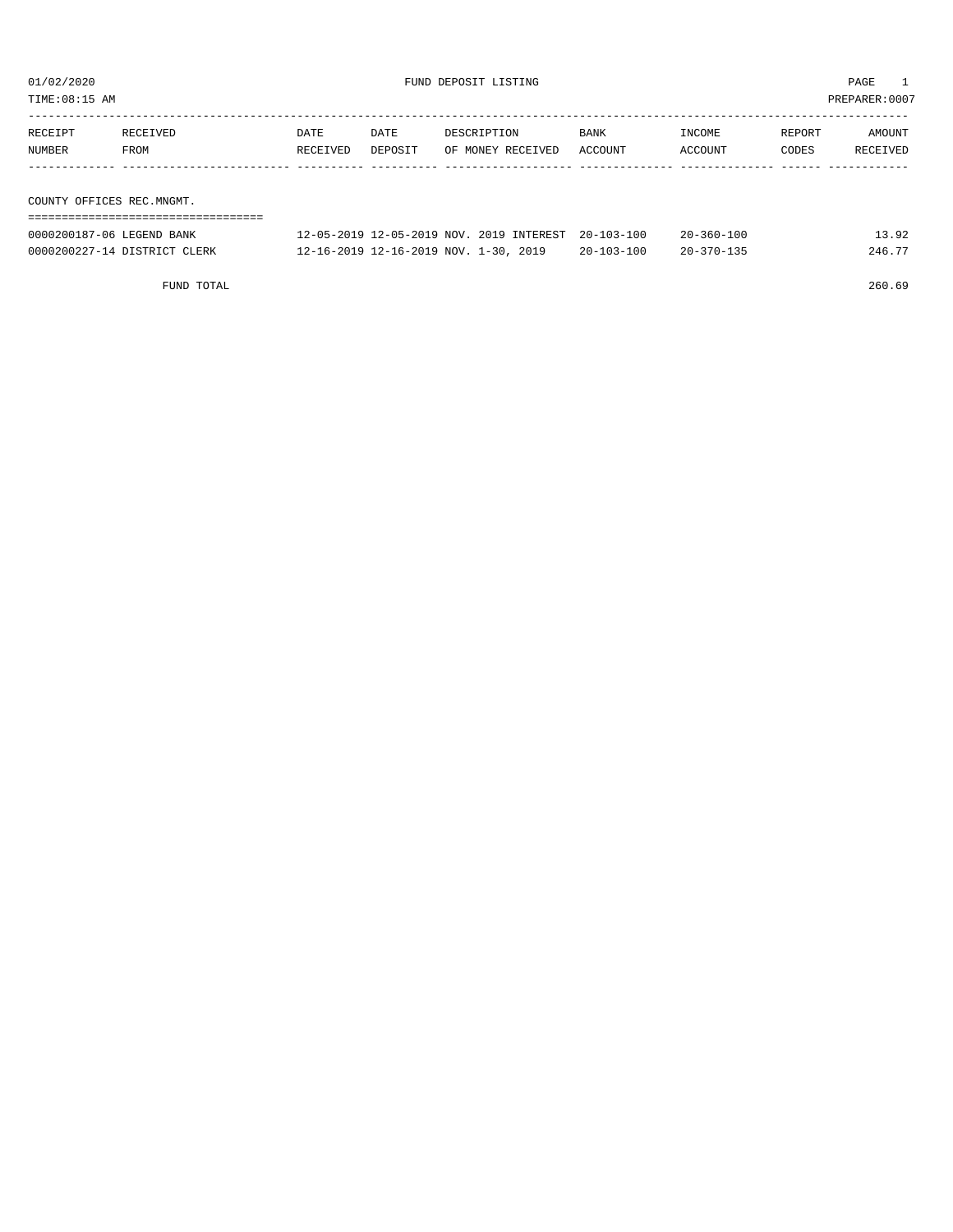01/02/2020 FUND DEPOSIT LISTING PAGE 1
TIME:08:15 AM PREPARER:0007

| RECEIPT NUMBER | RECEIVED FROM | DATE RECEIVED | DATE DEPOSIT | DESCRIPTION OF MONEY RECEIVED | BANK ACCOUNT | INCOME ACCOUNT | REPORT CODES | AMOUNT RECEIVED |
|---|---|---|---|---|---|---|---|---|

COUNTY OFFICES REC.MNGMT.

| RECEIPT NUMBER | RECEIVED FROM | DATE RECEIVED | DATE DEPOSIT | DESCRIPTION OF MONEY RECEIVED | BANK ACCOUNT | INCOME ACCOUNT | REPORT CODES | AMOUNT RECEIVED |
|---|---|---|---|---|---|---|---|---|
| 0000200187-06 | LEGEND BANK | 12-05-2019 | 12-05-2019 | NOV. 2019 INTEREST | 20-103-100 | 20-360-100 | | 13.92 |
| 0000200227-14 | DISTRICT CLERK | 12-16-2019 | 12-16-2019 | NOV. 1-30, 2019 | 20-103-100 | 20-370-135 | | 246.77 |
| | FUND TOTAL | | | | | | | 260.69 |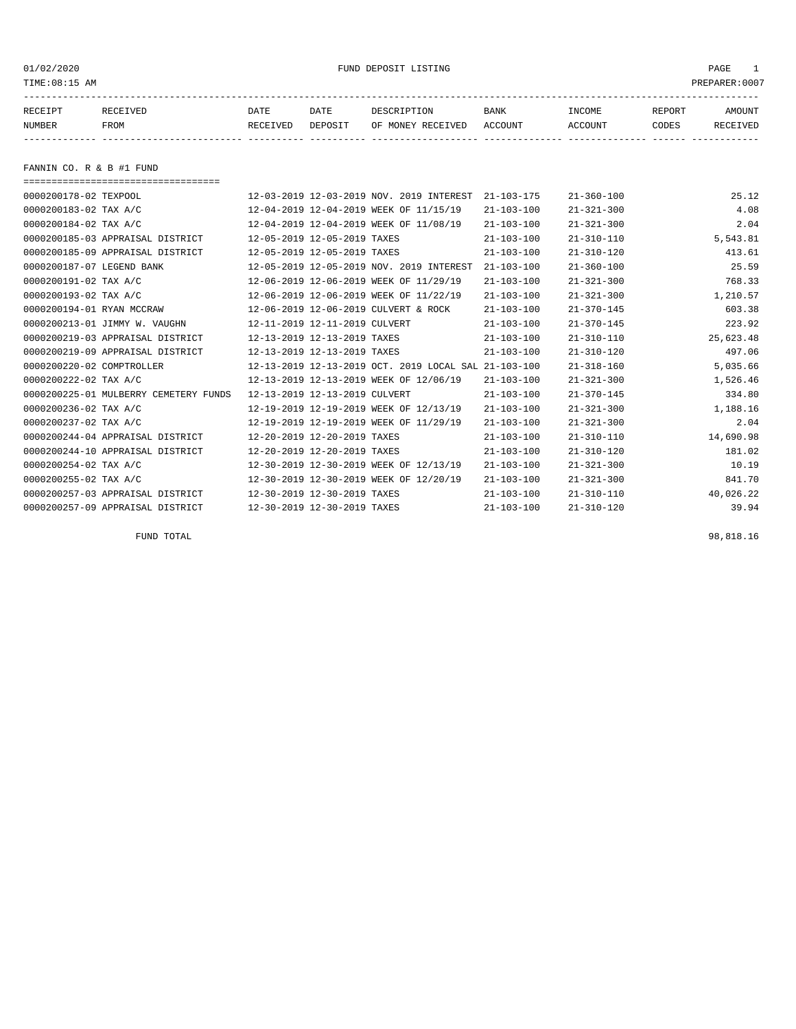FUND DEPOSIT LISTING

01/02/2020
TIME:08:15 AM
PREPARER:0007

| RECEIPT NUMBER | RECEIVED FROM | DATE RECEIVED | DATE DEPOSIT | DESCRIPTION OF MONEY RECEIVED | BANK ACCOUNT | INCOME ACCOUNT | REPORT CODES | AMOUNT RECEIVED |
|---|---|---|---|---|---|---|---|---|

## FANNIN CO. R & B #1 FUND

| RECEIPT NUMBER | RECEIVED FROM | DATE RECEIVED | DATE DEPOSIT | DESCRIPTION OF MONEY RECEIVED | BANK ACCOUNT | INCOME ACCOUNT | REPORT CODES | AMOUNT RECEIVED |
|---|---|---|---|---|---|---|---|---|
| 0000200178-02 | TEXPOOL | 12-03-2019 | 12-03-2019 | NOV. 2019 INTEREST | 21-103-175 | 21-360-100 | | 25.12 |
| 0000200183-02 | TAX A/C | 12-04-2019 | 12-04-2019 | WEEK OF 11/15/19 | 21-103-100 | 21-321-300 | | 4.08 |
| 0000200184-02 | TAX A/C | 12-04-2019 | 12-04-2019 | WEEK OF 11/08/19 | 21-103-100 | 21-321-300 | | 2.04 |
| 0000200185-03 | APPRAISAL DISTRICT | 12-05-2019 | 12-05-2019 | TAXES | 21-103-100 | 21-310-110 | | 5,543.81 |
| 0000200185-09 | APPRAISAL DISTRICT | 12-05-2019 | 12-05-2019 | TAXES | 21-103-100 | 21-310-120 | | 413.61 |
| 0000200187-07 | LEGEND BANK | 12-05-2019 | 12-05-2019 | NOV. 2019 INTEREST | 21-103-100 | 21-360-100 | | 25.59 |
| 0000200191-02 | TAX A/C | 12-06-2019 | 12-06-2019 | WEEK OF 11/29/19 | 21-103-100 | 21-321-300 | | 768.33 |
| 0000200193-02 | TAX A/C | 12-06-2019 | 12-06-2019 | WEEK OF 11/22/19 | 21-103-100 | 21-321-300 | | 1,210.57 |
| 0000200194-01 | RYAN MCCRAW | 12-06-2019 | 12-06-2019 | CULVERT & ROCK | 21-103-100 | 21-370-145 | | 603.38 |
| 0000200213-01 | JIMMY W. VAUGHN | 12-11-2019 | 12-11-2019 | CULVERT | 21-103-100 | 21-370-145 | | 223.92 |
| 0000200219-03 | APPRAISAL DISTRICT | 12-13-2019 | 12-13-2019 | TAXES | 21-103-100 | 21-310-110 | | 25,623.48 |
| 0000200219-09 | APPRAISAL DISTRICT | 12-13-2019 | 12-13-2019 | TAXES | 21-103-100 | 21-310-120 | | 497.06 |
| 0000200220-02 | COMPTROLLER | 12-13-2019 | 12-13-2019 | OCT. 2019 LOCAL SAL | 21-103-100 | 21-318-160 | | 5,035.66 |
| 0000200222-02 | TAX A/C | 12-13-2019 | 12-13-2019 | WEEK OF 12/06/19 | 21-103-100 | 21-321-300 | | 1,526.46 |
| 0000200225-01 | MULBERRY CEMETERY FUNDS | 12-13-2019 | 12-13-2019 | CULVERT | 21-103-100 | 21-370-145 | | 334.80 |
| 0000200236-02 | TAX A/C | 12-19-2019 | 12-19-2019 | WEEK OF 12/13/19 | 21-103-100 | 21-321-300 | | 1,188.16 |
| 0000200237-02 | TAX A/C | 12-19-2019 | 12-19-2019 | WEEK OF 11/29/19 | 21-103-100 | 21-321-300 | | 2.04 |
| 0000200244-04 | APPRAISAL DISTRICT | 12-20-2019 | 12-20-2019 | TAXES | 21-103-100 | 21-310-110 | | 14,690.98 |
| 0000200244-10 | APPRAISAL DISTRICT | 12-20-2019 | 12-20-2019 | TAXES | 21-103-100 | 21-310-120 | | 181.02 |
| 0000200254-02 | TAX A/C | 12-30-2019 | 12-30-2019 | WEEK OF 12/13/19 | 21-103-100 | 21-321-300 | | 10.19 |
| 0000200255-02 | TAX A/C | 12-30-2019 | 12-30-2019 | WEEK OF 12/20/19 | 21-103-100 | 21-321-300 | | 841.70 |
| 0000200257-03 | APPRAISAL DISTRICT | 12-30-2019 | 12-30-2019 | TAXES | 21-103-100 | 21-310-110 | | 40,026.22 |
| 0000200257-09 | APPRAISAL DISTRICT | 12-30-2019 | 12-30-2019 | TAXES | 21-103-100 | 21-310-120 | | 39.94 |
| | FUND TOTAL | | | | | | | 98,818.16 |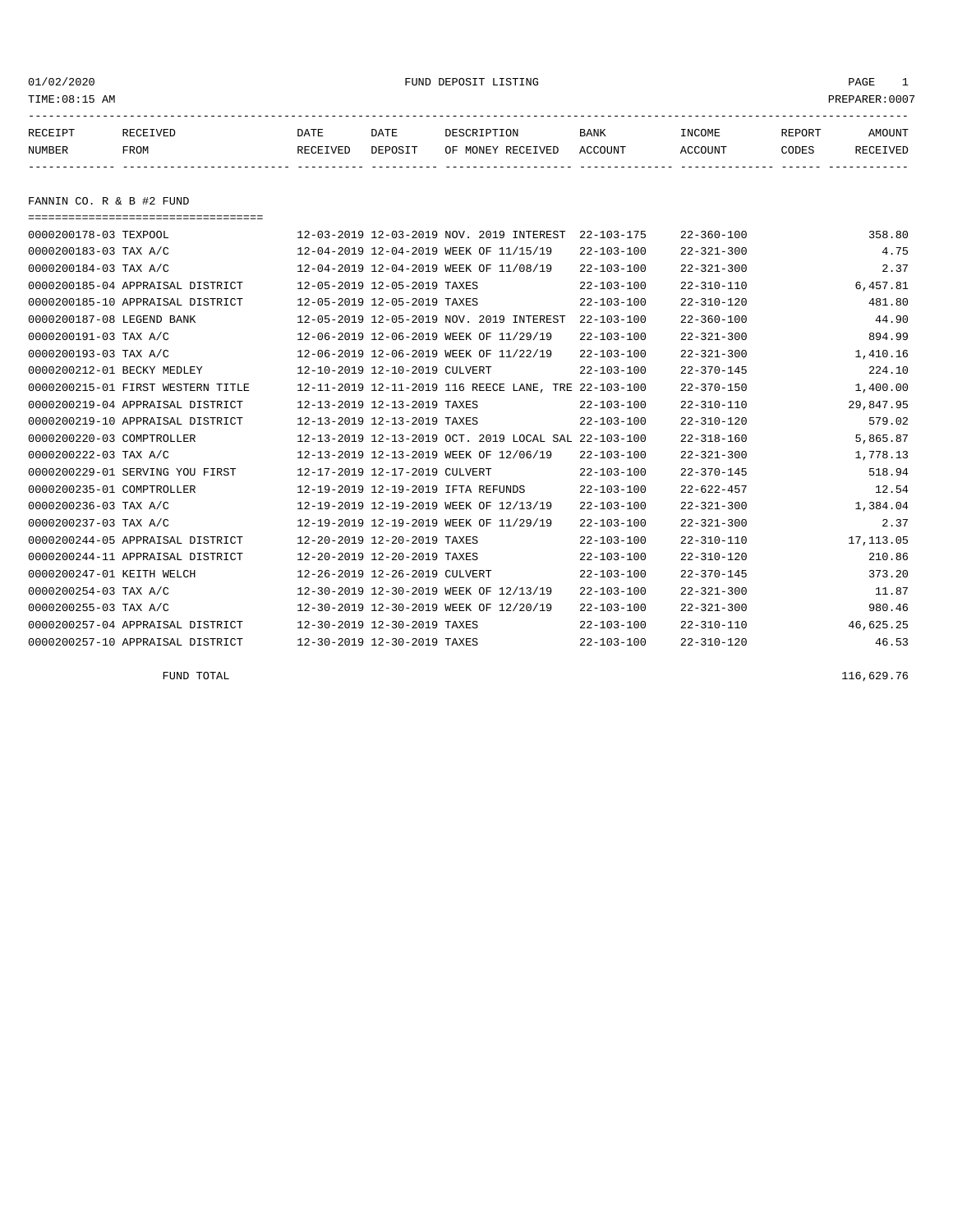# FUND DEPOSIT LISTING

01/02/2020
TIME:08:15 AM
PREPARER:0007

## FANNIN CO. R & B #2 FUND

| RECEIPT NUMBER | RECEIVED FROM | DATE RECEIVED | DATE DEPOSIT | DESCRIPTION OF MONEY RECEIVED | BANK ACCOUNT | INCOME ACCOUNT | REPORT CODES | AMOUNT RECEIVED |
|---|---|---|---|---|---|---|---|---|
| 0000200178-03 | TEXPOOL | 12-03-2019 | 12-03-2019 | NOV. 2019 INTEREST | 22-103-175 | 22-360-100 | | 358.80 |
| 0000200183-03 | TAX A/C | 12-04-2019 | 12-04-2019 | WEEK OF 11/15/19 | 22-103-100 | 22-321-300 | | 4.75 |
| 0000200184-03 | TAX A/C | 12-04-2019 | 12-04-2019 | WEEK OF 11/08/19 | 22-103-100 | 22-321-300 | | 2.37 |
| 0000200185-04 | APPRAISAL DISTRICT | 12-05-2019 | 12-05-2019 | TAXES | 22-103-100 | 22-310-110 | | 6,457.81 |
| 0000200185-10 | APPRAISAL DISTRICT | 12-05-2019 | 12-05-2019 | TAXES | 22-103-100 | 22-310-120 | | 481.80 |
| 0000200187-08 | LEGEND BANK | 12-05-2019 | 12-05-2019 | NOV. 2019 INTEREST | 22-103-100 | 22-360-100 | | 44.90 |
| 0000200191-03 | TAX A/C | 12-06-2019 | 12-06-2019 | WEEK OF 11/29/19 | 22-103-100 | 22-321-300 | | 894.99 |
| 0000200193-03 | TAX A/C | 12-06-2019 | 12-06-2019 | WEEK OF 11/22/19 | 22-103-100 | 22-321-300 | | 1,410.16 |
| 0000200212-01 | BECKY MEDLEY | 12-10-2019 | 12-10-2019 | CULVERT | 22-103-100 | 22-370-145 | | 224.10 |
| 0000200215-01 | FIRST WESTERN TITLE | 12-11-2019 | 12-11-2019 | 116 REECE LANE, TRE | 22-103-100 | 22-370-150 | | 1,400.00 |
| 0000200219-04 | APPRAISAL DISTRICT | 12-13-2019 | 12-13-2019 | TAXES | 22-103-100 | 22-310-110 | | 29,847.95 |
| 0000200219-10 | APPRAISAL DISTRICT | 12-13-2019 | 12-13-2019 | TAXES | 22-103-100 | 22-310-120 | | 579.02 |
| 0000200220-03 | COMPTROLLER | 12-13-2019 | 12-13-2019 | OCT. 2019 LOCAL SAL | 22-103-100 | 22-318-160 | | 5,865.87 |
| 0000200222-03 | TAX A/C | 12-13-2019 | 12-13-2019 | WEEK OF 12/06/19 | 22-103-100 | 22-321-300 | | 1,778.13 |
| 0000200229-01 | SERVING YOU FIRST | 12-17-2019 | 12-17-2019 | CULVERT | 22-103-100 | 22-370-145 | | 518.94 |
| 0000200235-01 | COMPTROLLER | 12-19-2019 | 12-19-2019 | IFTA REFUNDS | 22-103-100 | 22-622-457 | | 12.54 |
| 0000200236-03 | TAX A/C | 12-19-2019 | 12-19-2019 | WEEK OF 12/13/19 | 22-103-100 | 22-321-300 | | 1,384.04 |
| 0000200237-03 | TAX A/C | 12-19-2019 | 12-19-2019 | WEEK OF 11/29/19 | 22-103-100 | 22-321-300 | | 2.37 |
| 0000200244-05 | APPRAISAL DISTRICT | 12-20-2019 | 12-20-2019 | TAXES | 22-103-100 | 22-310-110 | | 17,113.05 |
| 0000200244-11 | APPRAISAL DISTRICT | 12-20-2019 | 12-20-2019 | TAXES | 22-103-100 | 22-310-120 | | 210.86 |
| 0000200247-01 | KEITH WELCH | 12-26-2019 | 12-26-2019 | CULVERT | 22-103-100 | 22-370-145 | | 373.20 |
| 0000200254-03 | TAX A/C | 12-30-2019 | 12-30-2019 | WEEK OF 12/13/19 | 22-103-100 | 22-321-300 | | 11.87 |
| 0000200255-03 | TAX A/C | 12-30-2019 | 12-30-2019 | WEEK OF 12/20/19 | 22-103-100 | 22-321-300 | | 980.46 |
| 0000200257-04 | APPRAISAL DISTRICT | 12-30-2019 | 12-30-2019 | TAXES | 22-103-100 | 22-310-110 | | 46,625.25 |
| 0000200257-10 | APPRAISAL DISTRICT | 12-30-2019 | 12-30-2019 | TAXES | 22-103-100 | 22-310-120 | | 46.53 |
| | FUND TOTAL | | | | | | | 116,629.76 |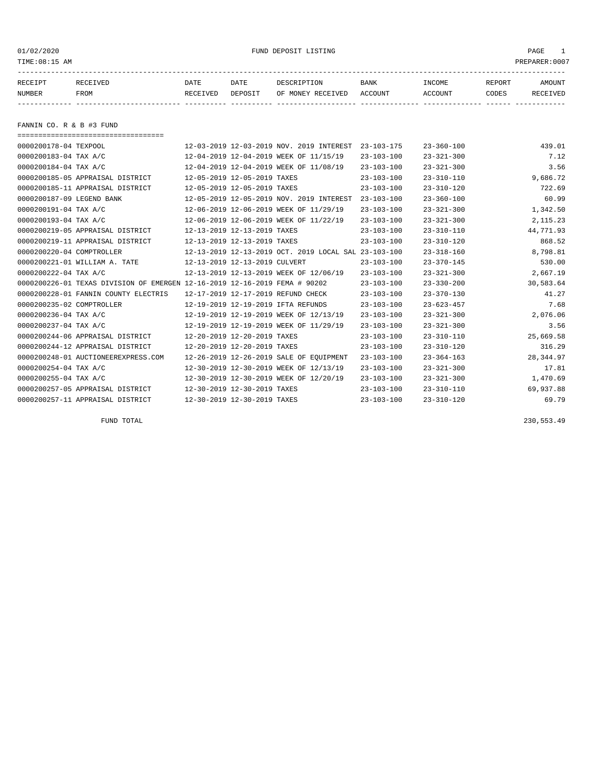# FUND DEPOSIT LISTING

01/02/2020
TIME:08:15 AM
PREPARER:0007

| RECEIPT NUMBER | RECEIVED FROM | DATE RECEIVED | DATE DEPOSIT | DESCRIPTION OF MONEY RECEIVED | BANK ACCOUNT | INCOME ACCOUNT | REPORT CODES | AMOUNT RECEIVED |
|---|---|---|---|---|---|---|---|---|

## FANNIN CO. R & B #3 FUND

| RECEIPT NUMBER | RECEIVED FROM | DATE RECEIVED | DATE DEPOSIT | DESCRIPTION OF MONEY RECEIVED | BANK ACCOUNT | INCOME ACCOUNT | REPORT CODES | AMOUNT RECEIVED |
|---|---|---|---|---|---|---|---|---|
| 0000200178-04 | TEXPOOL | 12-03-2019 | 12-03-2019 | NOV. 2019 INTEREST | 23-103-175 | 23-360-100 | | 439.01 |
| 0000200183-04 | TAX A/C | 12-04-2019 | 12-04-2019 | WEEK OF 11/15/19 | 23-103-100 | 23-321-300 | | 7.12 |
| 0000200184-04 | TAX A/C | 12-04-2019 | 12-04-2019 | WEEK OF 11/08/19 | 23-103-100 | 23-321-300 | | 3.56 |
| 0000200185-05 | APPRAISAL DISTRICT | 12-05-2019 | 12-05-2019 | TAXES | 23-103-100 | 23-310-110 | | 9,686.72 |
| 0000200185-11 | APPRAISAL DISTRICT | 12-05-2019 | 12-05-2019 | TAXES | 23-103-100 | 23-310-120 | | 722.69 |
| 0000200187-09 | LEGEND BANK | 12-05-2019 | 12-05-2019 | NOV. 2019 INTEREST | 23-103-100 | 23-360-100 | | 60.99 |
| 0000200191-04 | TAX A/C | 12-06-2019 | 12-06-2019 | WEEK OF 11/29/19 | 23-103-100 | 23-321-300 | | 1,342.50 |
| 0000200193-04 | TAX A/C | 12-06-2019 | 12-06-2019 | WEEK OF 11/22/19 | 23-103-100 | 23-321-300 | | 2,115.23 |
| 0000200219-05 | APPRAISAL DISTRICT | 12-13-2019 | 12-13-2019 | TAXES | 23-103-100 | 23-310-110 | | 44,771.93 |
| 0000200219-11 | APPRAISAL DISTRICT | 12-13-2019 | 12-13-2019 | TAXES | 23-103-100 | 23-310-120 | | 868.52 |
| 0000200220-04 | COMPTROLLER | 12-13-2019 | 12-13-2019 | OCT. 2019 LOCAL SAL | 23-103-100 | 23-318-160 | | 8,798.81 |
| 0000200221-01 | WILLIAM A. TATE | 12-13-2019 | 12-13-2019 | CULVERT | 23-103-100 | 23-370-145 | | 530.00 |
| 0000200222-04 | TAX A/C | 12-13-2019 | 12-13-2019 | WEEK OF 12/06/19 | 23-103-100 | 23-321-300 | | 2,667.19 |
| 0000200226-01 | TEXAS DIVISION OF EMERGEN | 12-16-2019 | 12-16-2019 | FEMA # 90202 | 23-103-100 | 23-330-200 | | 30,583.64 |
| 0000200228-01 | FANNIN COUNTY ELECTRIS | 12-17-2019 | 12-17-2019 | REFUND CHECK | 23-103-100 | 23-370-130 | | 41.27 |
| 0000200235-02 | COMPTROLLER | 12-19-2019 | 12-19-2019 | IFTA REFUNDS | 23-103-100 | 23-623-457 | | 7.68 |
| 0000200236-04 | TAX A/C | 12-19-2019 | 12-19-2019 | WEEK OF 12/13/19 | 23-103-100 | 23-321-300 | | 2,076.06 |
| 0000200237-04 | TAX A/C | 12-19-2019 | 12-19-2019 | WEEK OF 11/29/19 | 23-103-100 | 23-321-300 | | 3.56 |
| 0000200244-06 | APPRAISAL DISTRICT | 12-20-2019 | 12-20-2019 | TAXES | 23-103-100 | 23-310-110 | | 25,669.58 |
| 0000200244-12 | APPRAISAL DISTRICT | 12-20-2019 | 12-20-2019 | TAXES | 23-103-100 | 23-310-120 | | 316.29 |
| 0000200248-01 | AUCTIONEEREXPRESS.COM | 12-26-2019 | 12-26-2019 | SALE OF EQUIPMENT | 23-103-100 | 23-364-163 | | 28,344.97 |
| 0000200254-04 | TAX A/C | 12-30-2019 | 12-30-2019 | WEEK OF 12/13/19 | 23-103-100 | 23-321-300 | | 17.81 |
| 0000200255-04 | TAX A/C | 12-30-2019 | 12-30-2019 | WEEK OF 12/20/19 | 23-103-100 | 23-321-300 | | 1,470.69 |
| 0000200257-05 | APPRAISAL DISTRICT | 12-30-2019 | 12-30-2019 | TAXES | 23-103-100 | 23-310-110 | | 69,937.88 |
| 0000200257-11 | APPRAISAL DISTRICT | 12-30-2019 | 12-30-2019 | TAXES | 23-103-100 | 23-310-120 | | 69.79 |
| | FUND TOTAL | | | | | | | 230,553.49 |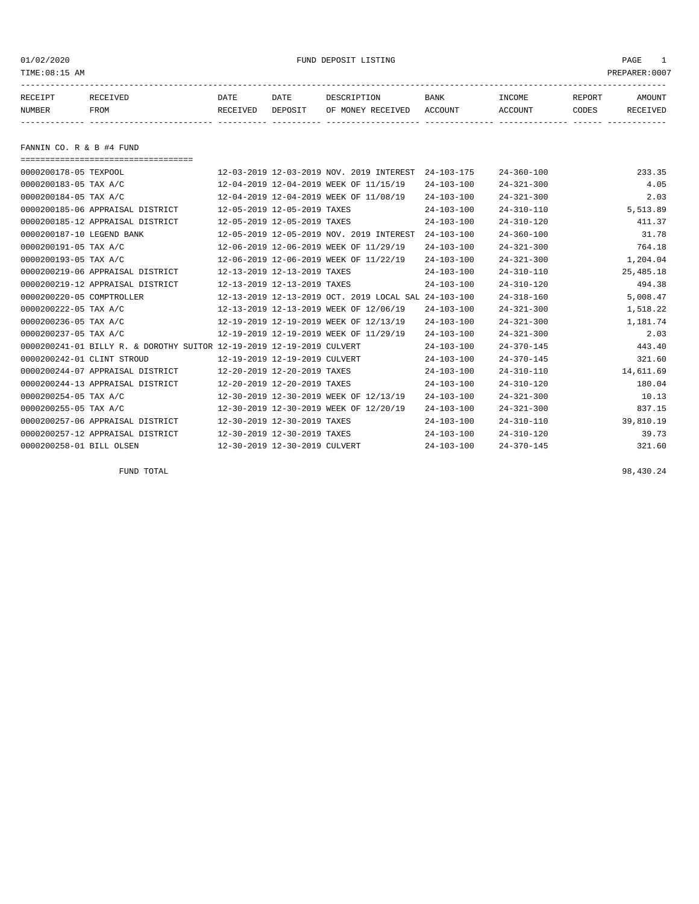01/02/2020 FUND DEPOSIT LISTING PAGE 1
TIME:08:15 AM PREPARER:0007

| RECEIPT NUMBER | RECEIVED FROM | DATE RECEIVED | DATE DEPOSIT | DESCRIPTION OF MONEY RECEIVED | BANK ACCOUNT | INCOME ACCOUNT | REPORT CODES | AMOUNT RECEIVED |
|---|---|---|---|---|---|---|---|---|

## FANNIN CO. R & B #4 FUND

| RECEIPT NUMBER | RECEIVED FROM | DATE RECEIVED | DATE DEPOSIT | DESCRIPTION OF MONEY RECEIVED | BANK ACCOUNT | INCOME ACCOUNT | REPORT CODES | AMOUNT RECEIVED |
|---|---|---|---|---|---|---|---|---|
| 0000200178-05 | TEXPOOL | 12-03-2019 | 12-03-2019 | NOV. 2019 INTEREST | 24-103-175 | 24-360-100 | | 233.35 |
| 0000200183-05 | TAX A/C | 12-04-2019 | 12-04-2019 | WEEK OF 11/15/19 | 24-103-100 | 24-321-300 | | 4.05 |
| 0000200184-05 | TAX A/C | 12-04-2019 | 12-04-2019 | WEEK OF 11/08/19 | 24-103-100 | 24-321-300 | | 2.03 |
| 0000200185-06 | APPRAISAL DISTRICT | 12-05-2019 | 12-05-2019 | TAXES | 24-103-100 | 24-310-110 | | 5,513.89 |
| 0000200185-12 | APPRAISAL DISTRICT | 12-05-2019 | 12-05-2019 | TAXES | 24-103-100 | 24-310-120 | | 411.37 |
| 0000200187-10 | LEGEND BANK | 12-05-2019 | 12-05-2019 | NOV. 2019 INTEREST | 24-103-100 | 24-360-100 | | 31.78 |
| 0000200191-05 | TAX A/C | 12-06-2019 | 12-06-2019 | WEEK OF 11/29/19 | 24-103-100 | 24-321-300 | | 764.18 |
| 0000200193-05 | TAX A/C | 12-06-2019 | 12-06-2019 | WEEK OF 11/22/19 | 24-103-100 | 24-321-300 | | 1,204.04 |
| 0000200219-06 | APPRAISAL DISTRICT | 12-13-2019 | 12-13-2019 | TAXES | 24-103-100 | 24-310-110 | | 25,485.18 |
| 0000200219-12 | APPRAISAL DISTRICT | 12-13-2019 | 12-13-2019 | TAXES | 24-103-100 | 24-310-120 | | 494.38 |
| 0000200220-05 | COMPTROLLER | 12-13-2019 | 12-13-2019 | OCT. 2019 LOCAL SAL | 24-103-100 | 24-318-160 | | 5,008.47 |
| 0000200222-05 | TAX A/C | 12-13-2019 | 12-13-2019 | WEEK OF 12/06/19 | 24-103-100 | 24-321-300 | | 1,518.22 |
| 0000200236-05 | TAX A/C | 12-19-2019 | 12-19-2019 | WEEK OF 12/13/19 | 24-103-100 | 24-321-300 | | 1,181.74 |
| 0000200237-05 | TAX A/C | 12-19-2019 | 12-19-2019 | WEEK OF 11/29/19 | 24-103-100 | 24-321-300 | | 2.03 |
| 0000200241-01 | BILLY R. & DOROTHY SUITOR | 12-19-2019 | 12-19-2019 | CULVERT | 24-103-100 | 24-370-145 | | 443.40 |
| 0000200242-01 | CLINT STROUD | 12-19-2019 | 12-19-2019 | CULVERT | 24-103-100 | 24-370-145 | | 321.60 |
| 0000200244-07 | APPRAISAL DISTRICT | 12-20-2019 | 12-20-2019 | TAXES | 24-103-100 | 24-310-110 | | 14,611.69 |
| 0000200244-13 | APPRAISAL DISTRICT | 12-20-2019 | 12-20-2019 | TAXES | 24-103-100 | 24-310-120 | | 180.04 |
| 0000200254-05 | TAX A/C | 12-30-2019 | 12-30-2019 | WEEK OF 12/13/19 | 24-103-100 | 24-321-300 | | 10.13 |
| 0000200255-05 | TAX A/C | 12-30-2019 | 12-30-2019 | WEEK OF 12/20/19 | 24-103-100 | 24-321-300 | | 837.15 |
| 0000200257-06 | APPRAISAL DISTRICT | 12-30-2019 | 12-30-2019 | TAXES | 24-103-100 | 24-310-110 | | 39,810.19 |
| 0000200257-12 | APPRAISAL DISTRICT | 12-30-2019 | 12-30-2019 | TAXES | 24-103-100 | 24-310-120 | | 39.73 |
| 0000200258-01 | BILL OLSEN | 12-30-2019 | 12-30-2019 | CULVERT | 24-103-100 | 24-370-145 | | 321.60 |

FUND TOTAL 98,430.24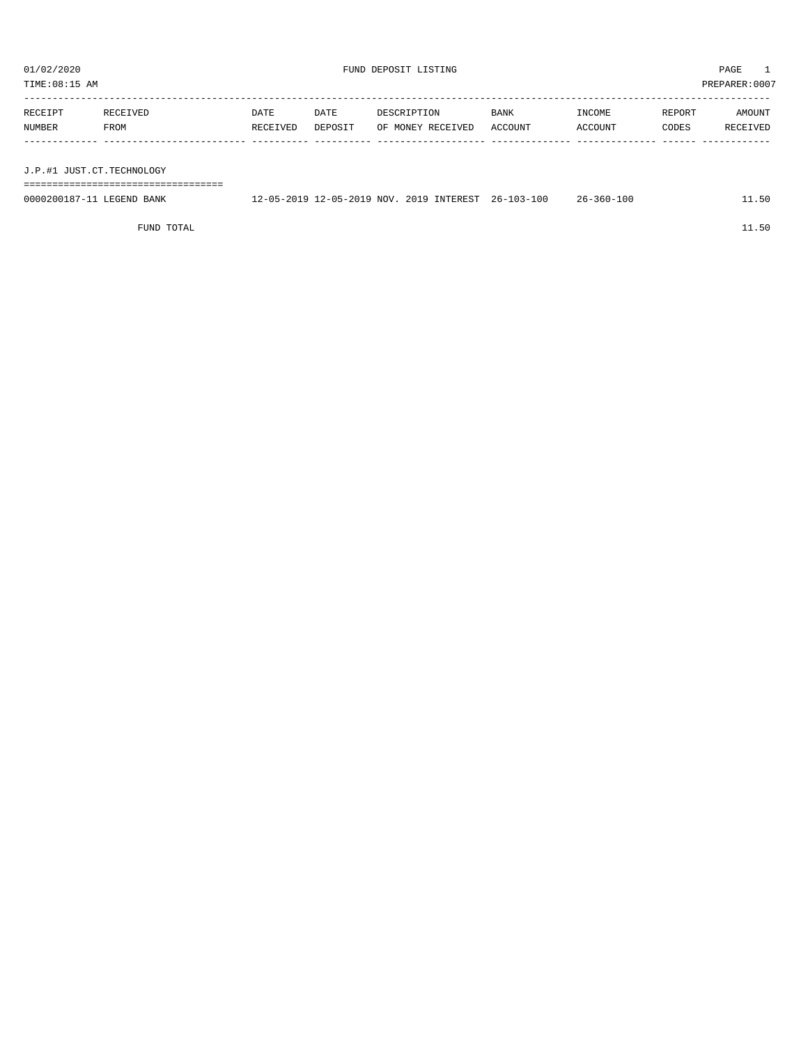01/02/2020 FUND DEPOSIT LISTING PAGE 1

TIME:08:15 AM PREPARER:0007

| RECEIPT NUMBER | RECEIVED FROM | DATE RECEIVED | DATE DEPOSIT | DESCRIPTION OF MONEY RECEIVED | BANK ACCOUNT | INCOME ACCOUNT | REPORT CODES | AMOUNT RECEIVED |
|---|---|---|---|---|---|---|---|---|
| **J.P.#1 JUST.CT.TECHNOLOGY** | | | | | | | | |
| 0000200187-11 | LEGEND BANK | 12-05-2019 | 12-05-2019 | NOV. 2019 INTEREST | 26-103-100 | 26-360-100 | | 11.50 |
| | FUND TOTAL | | | | | | | 11.50 |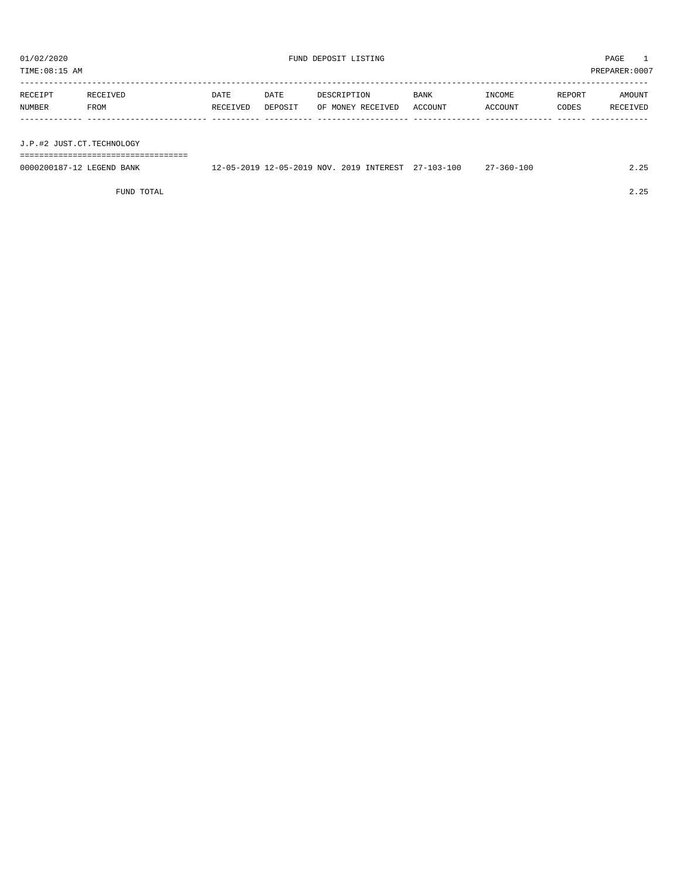01/02/2020 FUND DEPOSIT LISTING PAGE 1
TIME:08:15 AM PREPARER:0007

| RECEIPT NUMBER | RECEIVED FROM | DATE RECEIVED | DATE DEPOSIT | DESCRIPTION OF MONEY RECEIVED | BANK ACCOUNT | INCOME ACCOUNT | REPORT CODES | AMOUNT RECEIVED |
|---|---|---|---|---|---|---|---|---|
| **J.P.#2 JUST.CT.TECHNOLOGY** | | | | | | | | |
| 0000200187-12 | LEGEND BANK | 12-05-2019 | 12-05-2019 | NOV. 2019 INTEREST | 27-103-100 | 27-360-100 | | 2.25 |
| | FUND TOTAL | | | | | | | 2.25 |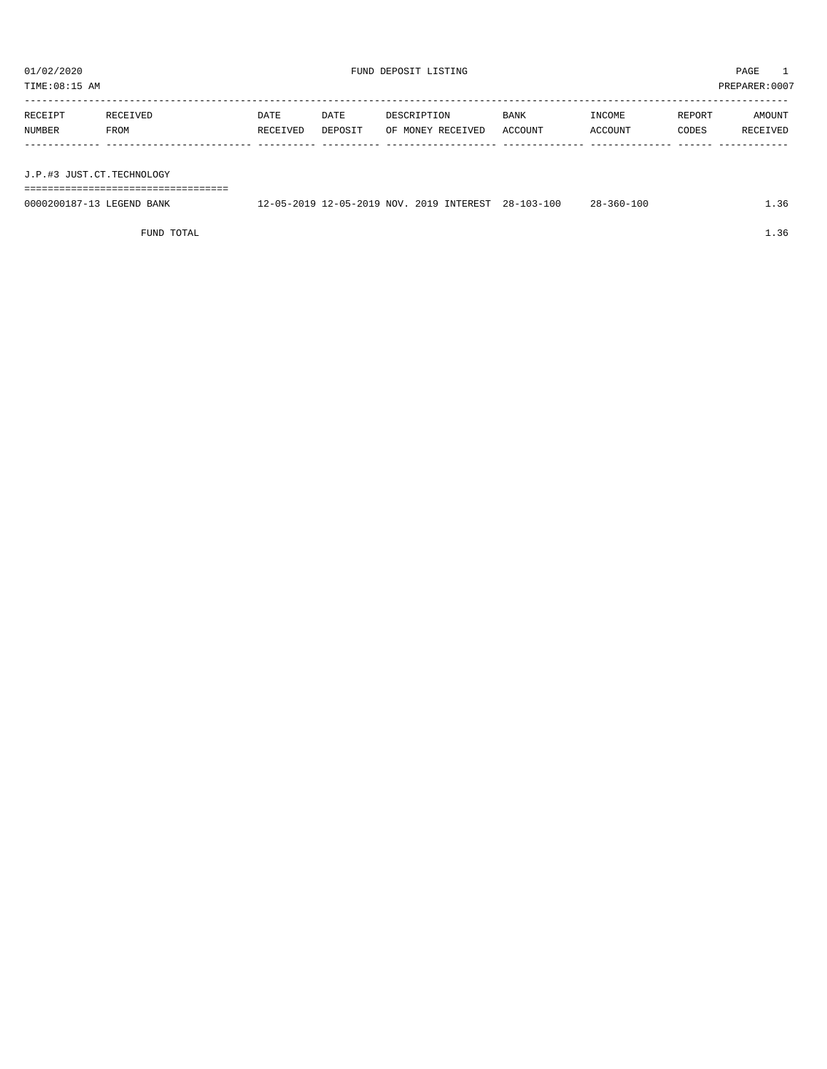01/02/2020 FUND DEPOSIT LISTING PAGE 1

TIME:08:15 AM PREPARER:0007

| RECEIPT NUMBER | RECEIVED FROM | DATE RECEIVED | DATE DEPOSIT | DESCRIPTION OF MONEY RECEIVED | BANK ACCOUNT | INCOME ACCOUNT | REPORT CODES | AMOUNT RECEIVED |
|---|---|---|---|---|---|---|---|---|

## J.P.#3 JUST.CT.TECHNOLOGY

| RECEIPT NUMBER | RECEIVED FROM | DATE RECEIVED | DATE DEPOSIT | DESCRIPTION OF MONEY RECEIVED | BANK ACCOUNT | INCOME ACCOUNT | REPORT CODES | AMOUNT RECEIVED |
|---|---|---|---|---|---|---|---|---|
| 0000200187-13 | LEGEND BANK | 12-05-2019 | 12-05-2019 | NOV. 2019 INTEREST | 28-103-100 | 28-360-100 | | 1.36 |
| | FUND TOTAL | | | | | | | 1.36 |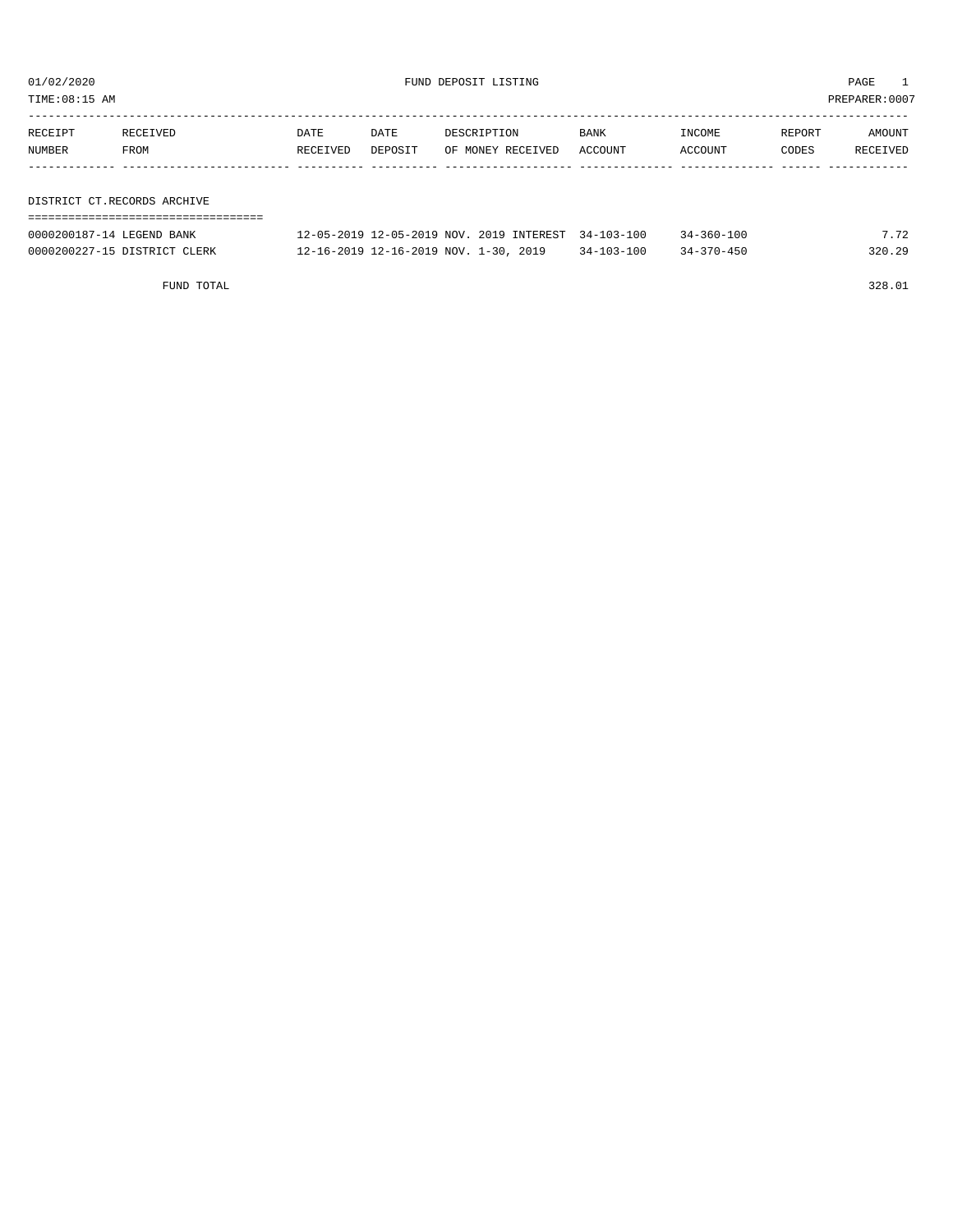01/02/2020 FUND DEPOSIT LISTING PAGE 1

TIME:08:15 AM PREPARER:0007

| RECEIPT NUMBER | RECEIVED FROM | DATE RECEIVED | DATE DEPOSIT | DESCRIPTION OF MONEY RECEIVED | BANK ACCOUNT | INCOME ACCOUNT | REPORT CODES | AMOUNT RECEIVED |
|---|---|---|---|---|---|---|---|---|
| **DISTRICT CT.RECORDS ARCHIVE** | | | | | | | | |
| 0000200187-14 | LEGEND BANK | 12-05-2019 | 12-05-2019 | NOV. 2019 INTEREST | 34-103-100 | 34-360-100 | | 7.72 |
| 0000200227-15 | DISTRICT CLERK | 12-16-2019 | 12-16-2019 | NOV. 1-30, 2019 | 34-103-100 | 34-370-450 | | 320.29 |
| | FUND TOTAL | | | | | | | 328.01 |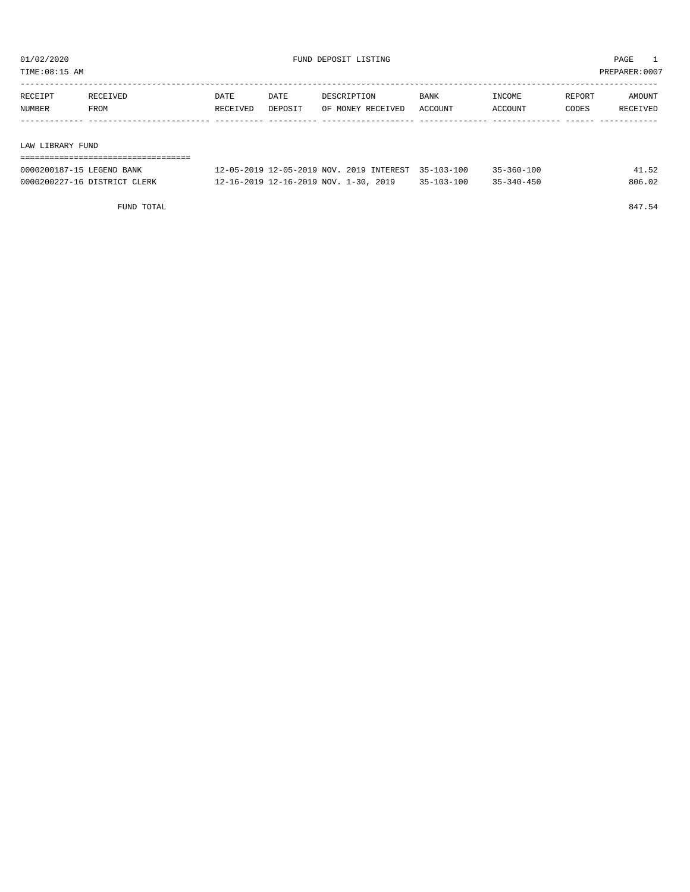01/02/2020 FUND DEPOSIT LISTING PAGE 1

TIME:08:15 AM PREPARER:0007

| RECEIPT NUMBER | RECEIVED FROM | DATE RECEIVED | DATE DEPOSIT | DESCRIPTION OF MONEY RECEIVED | BANK ACCOUNT | INCOME ACCOUNT | REPORT CODES | AMOUNT RECEIVED |
|---|---|---|---|---|---|---|---|---|
| **LAW LIBRARY FUND** | | | | | | | | |
| 0000200187-15 | LEGEND BANK | 12-05-2019 | 12-05-2019 | NOV. 2019 INTEREST | 35-103-100 | 35-360-100 | | 41.52 |
| 0000200227-16 | DISTRICT CLERK | 12-16-2019 | 12-16-2019 | NOV. 1-30, 2019 | 35-103-100 | 35-340-450 | | 806.02 |
| | FUND TOTAL | | | | | | | 847.54 |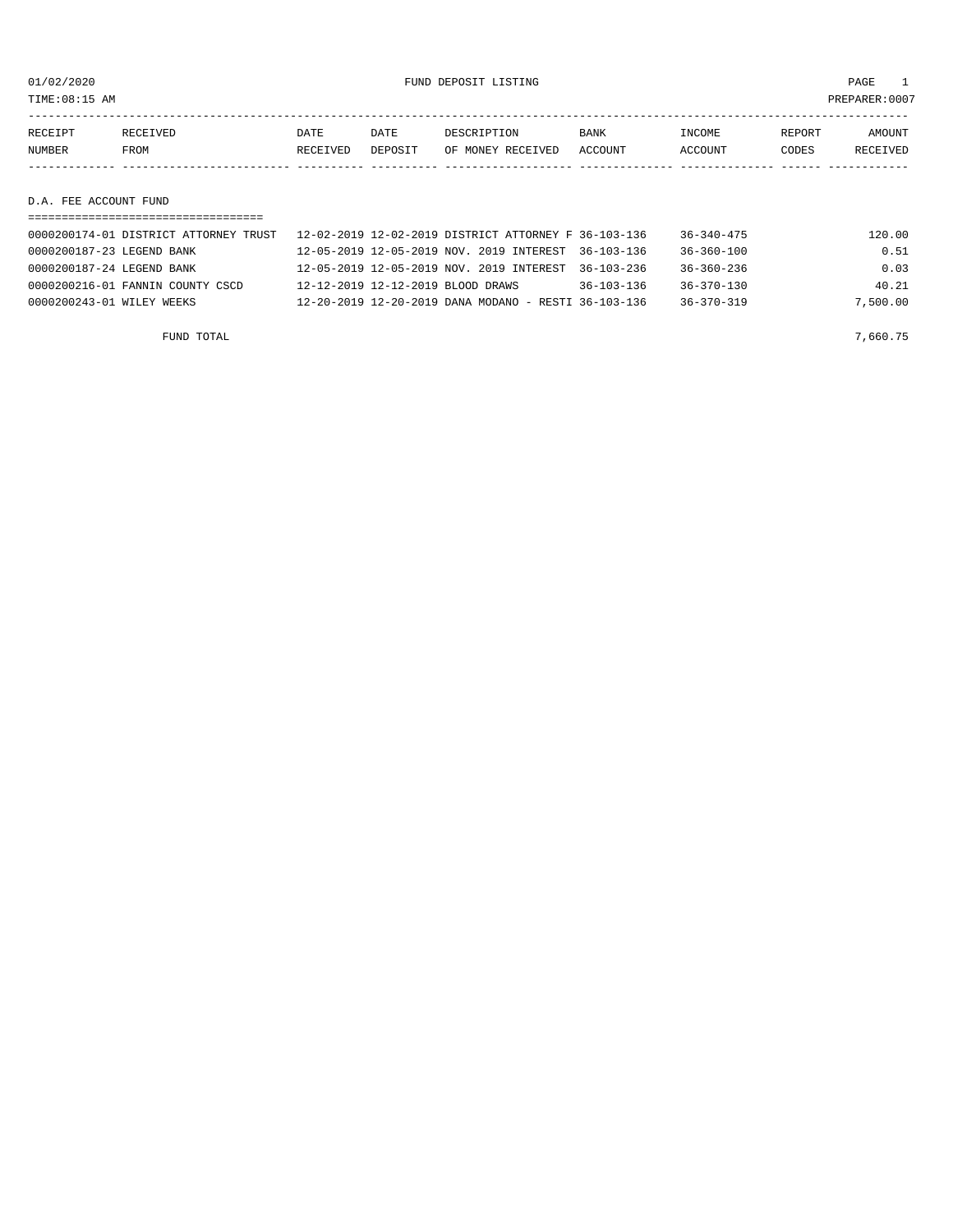01/02/2020 FUND DEPOSIT LISTING PAGE 1

TIME:08:15 AM PREPARER:0007

| RECEIPT NUMBER | RECEIVED FROM | DATE RECEIVED | DATE DEPOSIT | DESCRIPTION OF MONEY RECEIVED | BANK ACCOUNT | INCOME ACCOUNT | REPORT CODES | AMOUNT RECEIVED |
|---|---|---|---|---|---|---|---|---|

## D.A. FEE ACCOUNT FUND

| RECEIPT NUMBER | RECEIVED FROM | DATE RECEIVED | DATE DEPOSIT | DESCRIPTION OF MONEY RECEIVED | BANK ACCOUNT | INCOME ACCOUNT | REPORT CODES | AMOUNT RECEIVED |
|---|---|---|---|---|---|---|---|---|
| 0000200174-01 | DISTRICT ATTORNEY TRUST | 12-02-2019 | 12-02-2019 | DISTRICT ATTORNEY F | 36-103-136 | 36-340-475 | | 120.00 |
| 0000200187-23 | LEGEND BANK | 12-05-2019 | 12-05-2019 | NOV. 2019 INTEREST | 36-103-136 | 36-360-100 | | 0.51 |
| 0000200187-24 | LEGEND BANK | 12-05-2019 | 12-05-2019 | NOV. 2019 INTEREST | 36-103-236 | 36-360-236 | | 0.03 |
| 0000200216-01 | FANNIN COUNTY CSCD | 12-12-2019 | 12-12-2019 | BLOOD DRAWS | 36-103-136 | 36-370-130 | | 40.21 |
| 0000200243-01 | WILEY WEEKS | 12-20-2019 | 12-20-2019 | DANA MODANO - RESTI | 36-103-136 | 36-370-319 | | 7,500.00 |
| | FUND TOTAL | | | | | | | 7,660.75 |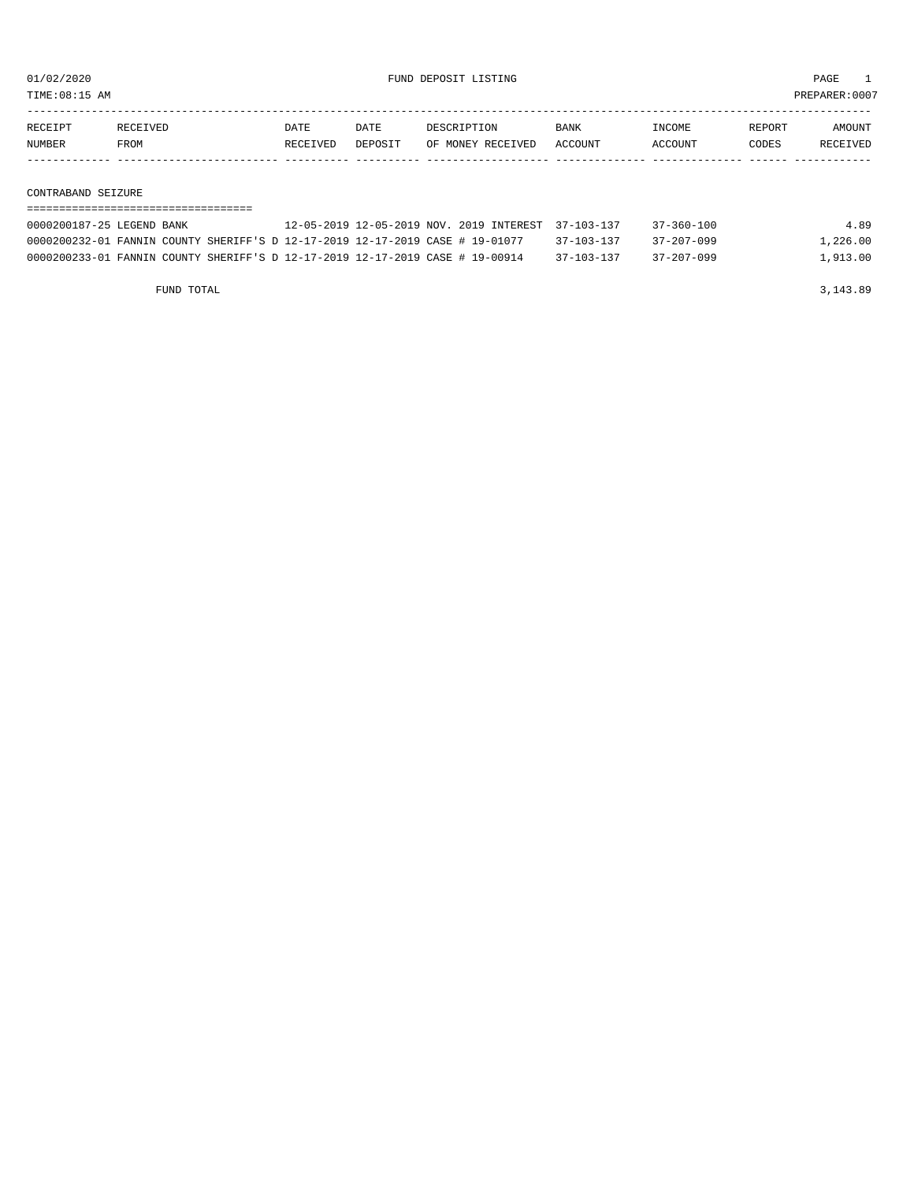01/02/2020 FUND DEPOSIT LISTING

TIME:08:15 AM PREPARER:0007

| RECEIPT NUMBER | RECEIVED FROM | DATE RECEIVED | DATE DEPOSIT | DESCRIPTION OF MONEY RECEIVED | BANK ACCOUNT | INCOME ACCOUNT | REPORT CODES | AMOUNT RECEIVED |
|---|---|---|---|---|---|---|---|---|

## CONTRABAND SEIZURE

| RECEIPT NUMBER | RECEIVED FROM | DATE RECEIVED | DATE DEPOSIT | DESCRIPTION OF MONEY RECEIVED | BANK ACCOUNT | INCOME ACCOUNT | REPORT CODES | AMOUNT RECEIVED |
|---|---|---|---|---|---|---|---|---|
| 0000200187-25 | LEGEND BANK | 12-05-2019 | 12-05-2019 | NOV. 2019 INTEREST | 37-103-137 | 37-360-100 | | 4.89 |
| 0000200232-01 | FANNIN COUNTY SHERIFF'S D | 12-17-2019 | 12-17-2019 | CASE # 19-01077 | 37-103-137 | 37-207-099 | | 1,226.00 |
| 0000200233-01 | FANNIN COUNTY SHERIFF'S D | 12-17-2019 | 12-17-2019 | CASE # 19-00914 | 37-103-137 | 37-207-099 | | 1,913.00 |
| | FUND TOTAL | | | | | | | 3,143.89 |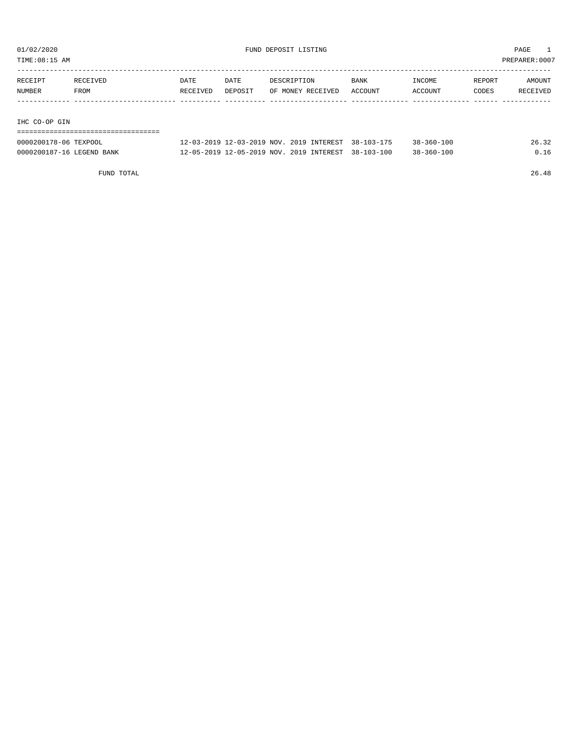01/02/2020 FUND DEPOSIT LISTING

TIME:08:15 AM PREPARER:0007

| RECEIPT NUMBER | RECEIVED FROM | DATE RECEIVED | DATE DEPOSIT | DESCRIPTION OF MONEY RECEIVED | BANK ACCOUNT | INCOME ACCOUNT | REPORT CODES | AMOUNT RECEIVED |
|---|---|---|---|---|---|---|---|---|
| **IHC CO-OP GIN** | | | | | | | | |
| 0000200178-06 | TEXPOOL | 12-03-2019 | 12-03-2019 | NOV. 2019 INTEREST | 38-103-175 | 38-360-100 | | 26.32 |
| 0000200187-16 | LEGEND BANK | 12-05-2019 | 12-05-2019 | NOV. 2019 INTEREST | 38-103-100 | 38-360-100 | | 0.16 |
| | FUND TOTAL | | | | | | | 26.48 |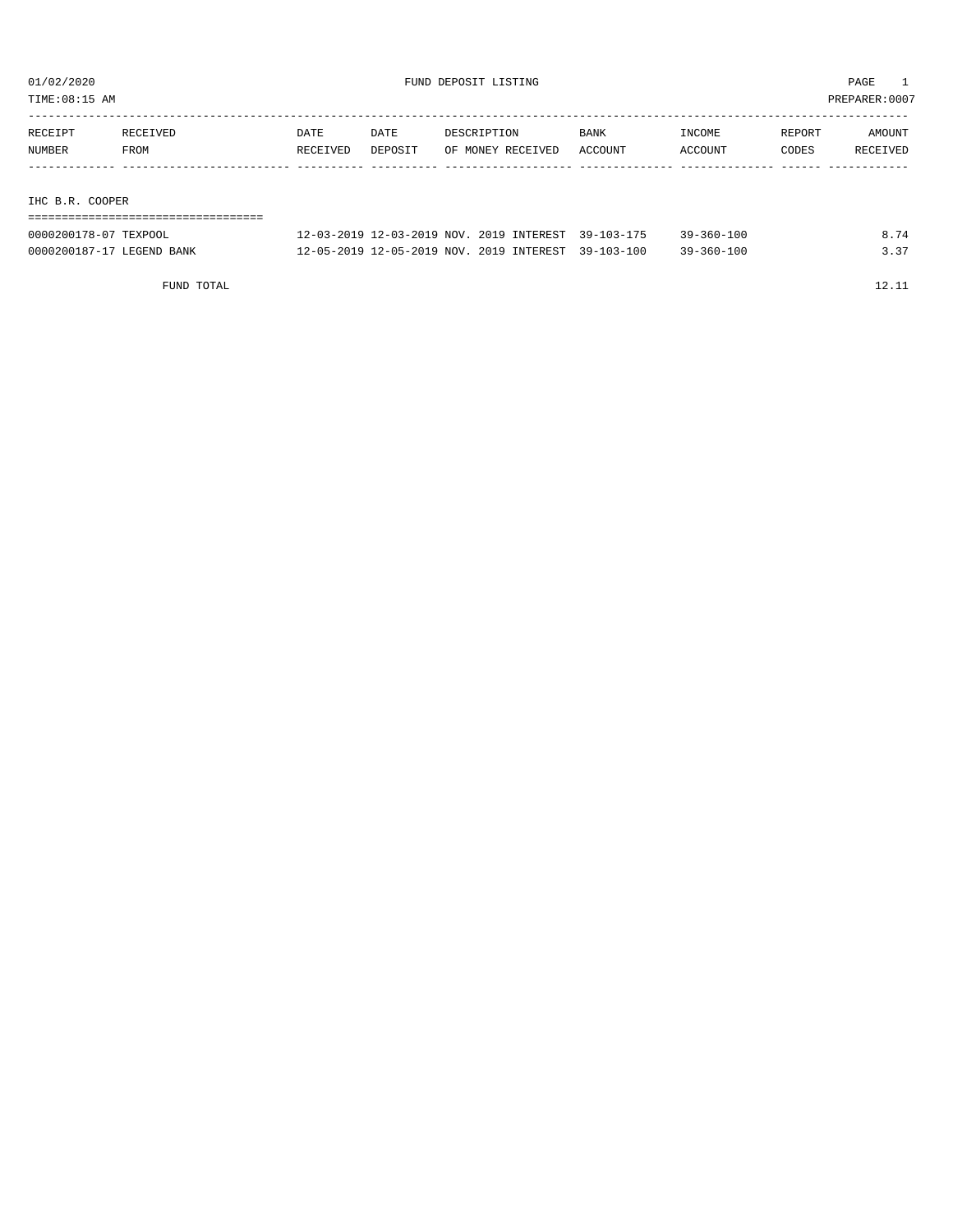01/02/2020 FUND DEPOSIT LISTING

TIME:08:15 AM PREPARER:0007

| RECEIPT NUMBER | RECEIVED FROM | DATE RECEIVED | DATE DEPOSIT | DESCRIPTION OF MONEY RECEIVED | BANK ACCOUNT | INCOME ACCOUNT | REPORT CODES | AMOUNT RECEIVED |
|---|---|---|---|---|---|---|---|---|
| **IHC B.R. COOPER** | | | | | | | | |
| 0000200178-07 | TEXPOOL | 12-03-2019 | 12-03-2019 | NOV. 2019 INTEREST | 39-103-175 | 39-360-100 | | 8.74 |
| 0000200187-17 | LEGEND BANK | 12-05-2019 | 12-05-2019 | NOV. 2019 INTEREST | 39-103-100 | 39-360-100 | | 3.37 |
| | FUND TOTAL | | | | | | | 12.11 |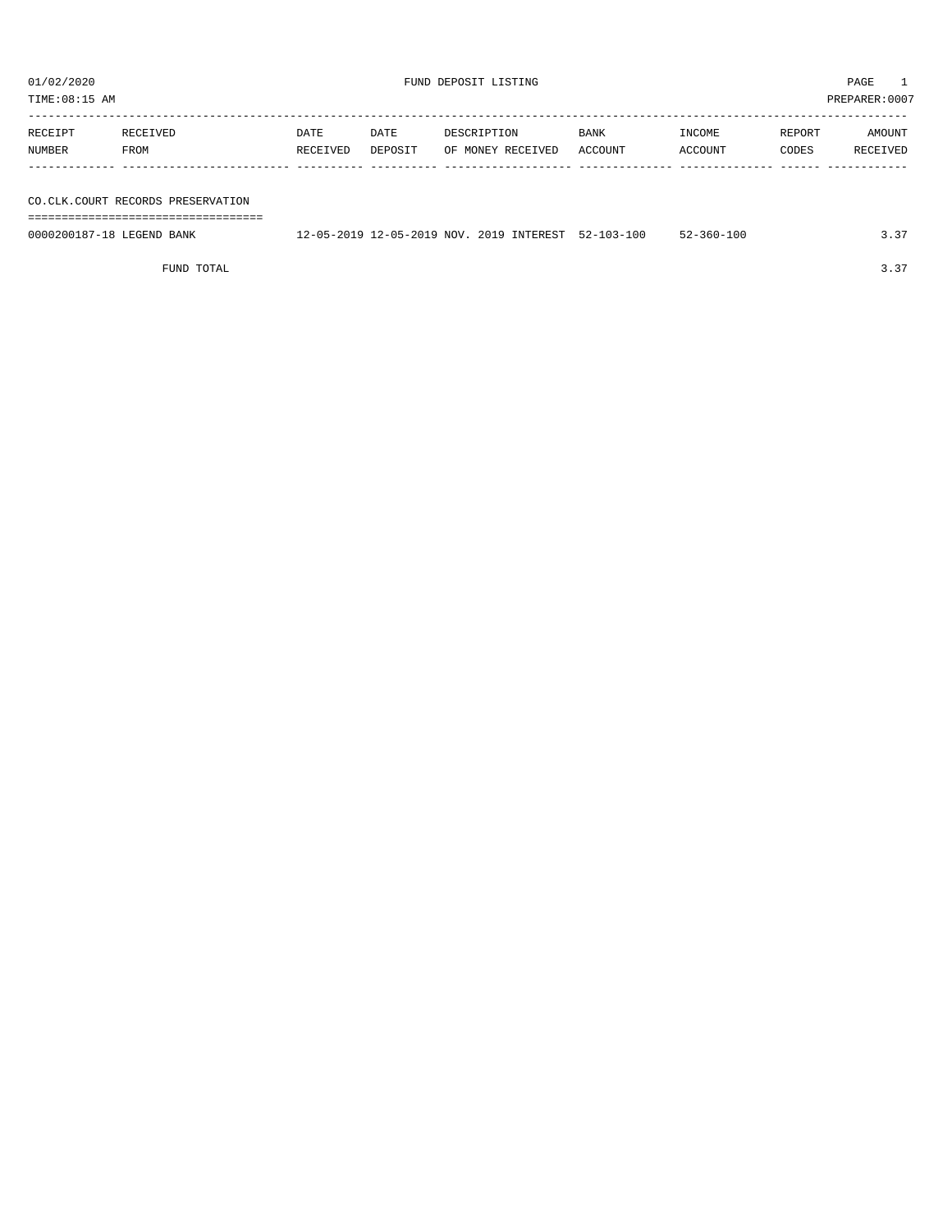01/02/2020 FUND DEPOSIT LISTING PAGE 1

TIME:08:15 AM PREPARER:0007

| RECEIPT NUMBER | RECEIVED FROM | DATE RECEIVED | DATE DEPOSIT | DESCRIPTION OF MONEY RECEIVED | BANK ACCOUNT | INCOME ACCOUNT | REPORT CODES | AMOUNT RECEIVED |
|---|---|---|---|---|---|---|---|---|

## CO.CLK.COURT RECORDS PRESERVATION

| RECEIPT NUMBER | RECEIVED FROM | DATE RECEIVED | DATE DEPOSIT | DESCRIPTION OF MONEY RECEIVED | BANK ACCOUNT | INCOME ACCOUNT | REPORT CODES | AMOUNT RECEIVED |
|---|---|---|---|---|---|---|---|---|
| 0000200187-18 | LEGEND BANK | 12-05-2019 | 12-05-2019 | NOV. 2019 INTEREST | 52-103-100 | 52-360-100 | | 3.37 |
| | FUND TOTAL | | | | | | | 3.37 |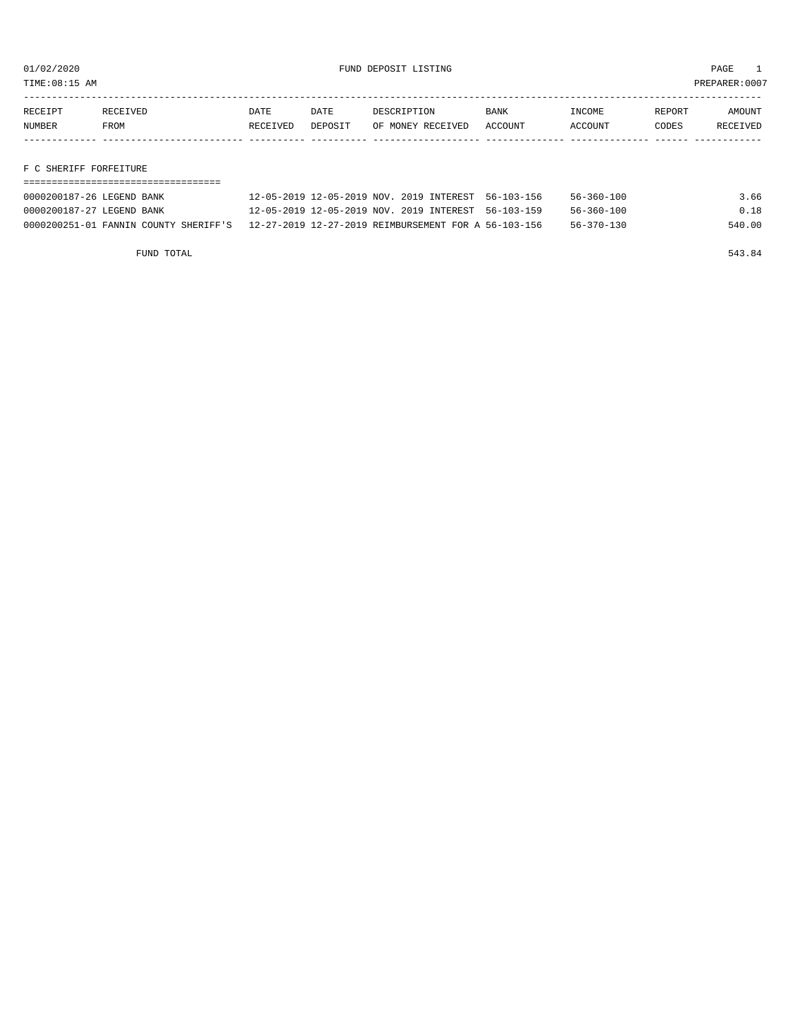FUND DEPOSIT LISTING

01/02/2020
TIME:08:15 AM
PREPARER:0007

| RECEIPT NUMBER | RECEIVED FROM | DATE RECEIVED | DATE DEPOSIT | DESCRIPTION OF MONEY RECEIVED | BANK ACCOUNT | INCOME ACCOUNT | REPORT CODES | AMOUNT RECEIVED |
|---|---|---|---|---|---|---|---|---|

## F C SHERIFF FORFEITURE

| RECEIPT NUMBER | RECEIVED FROM | DATE RECEIVED | DATE DEPOSIT | DESCRIPTION OF MONEY RECEIVED | BANK ACCOUNT | INCOME ACCOUNT | REPORT CODES | AMOUNT RECEIVED |
|---|---|---|---|---|---|---|---|---|
| 0000200187-26 | LEGEND BANK | 12-05-2019 | 12-05-2019 | NOV. 2019 INTEREST | 56-103-156 | 56-360-100 | | 3.66 |
| 0000200187-27 | LEGEND BANK | 12-05-2019 | 12-05-2019 | NOV. 2019 INTEREST | 56-103-159 | 56-360-100 | | 0.18 |
| 0000200251-01 | FANNIN COUNTY SHERIFF'S | 12-27-2019 | 12-27-2019 | REIMBURSEMENT FOR A | 56-103-156 | 56-370-130 | | 540.00 |

FUND TOTAL 543.84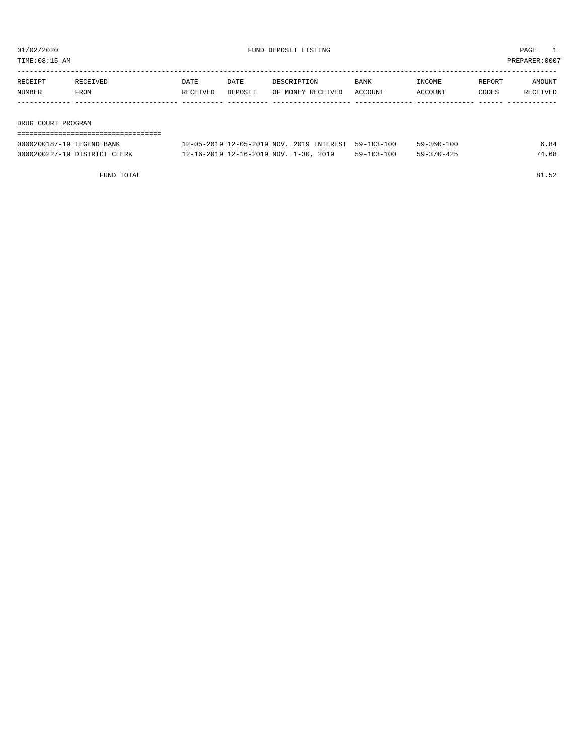FUND DEPOSIT LISTING

| RECEIPT NUMBER | RECEIVED FROM | DATE RECEIVED | DATE DEPOSIT | DESCRIPTION OF MONEY RECEIVED | BANK ACCOUNT | INCOME ACCOUNT | REPORT CODES | AMOUNT RECEIVED |
|---|---|---|---|---|---|---|---|---|
| **DRUG COURT PROGRAM** | | | | | | | | |
| 0000200187-19 | LEGEND BANK | 12-05-2019 | 12-05-2019 | NOV. 2019 INTEREST | 59-103-100 | 59-360-100 | | 6.84 |
| 0000200227-19 | DISTRICT CLERK | 12-16-2019 | 12-16-2019 | NOV. 1-30, 2019 | 59-103-100 | 59-370-425 | | 74.68 |
| | FUND TOTAL | | | | | | | 81.52 |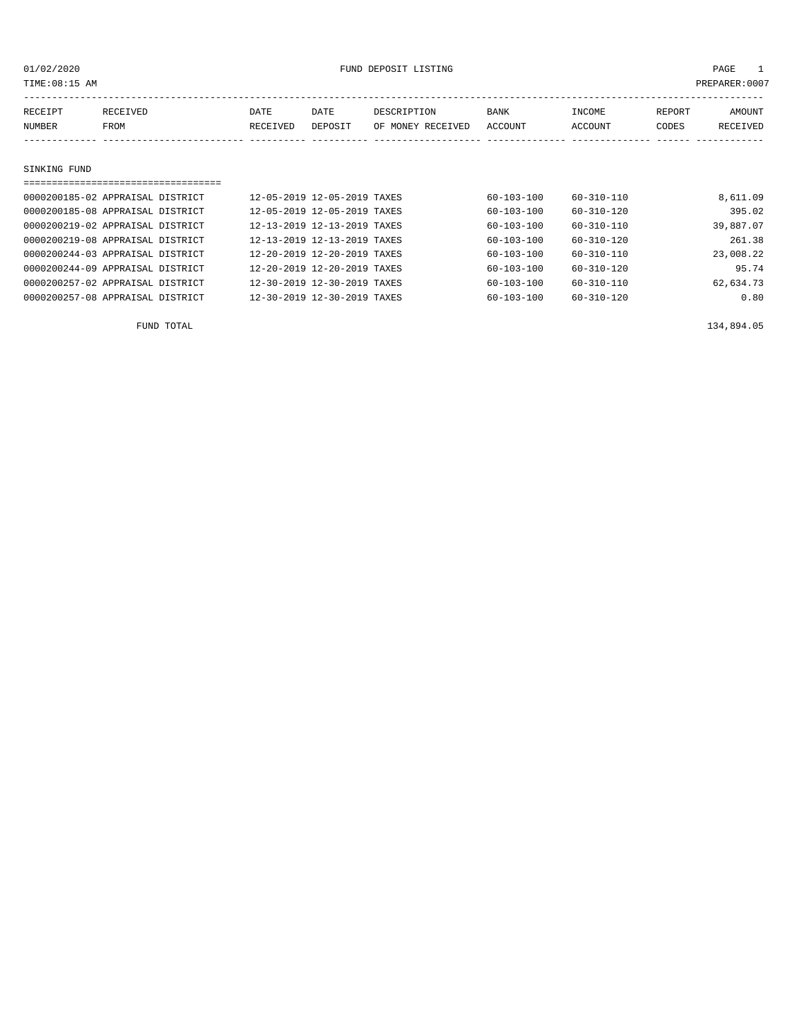01/02/2020 FUND DEPOSIT LISTING PAGE 1

TIME:08:15 AM PREPARER:0007

| RECEIPT NUMBER | RECEIVED FROM | DATE RECEIVED | DATE DEPOSIT | DESCRIPTION OF MONEY RECEIVED | BANK ACCOUNT | INCOME ACCOUNT | REPORT CODES | AMOUNT RECEIVED |
|---|---|---|---|---|---|---|---|---|
| **SINKING FUND** | | | | | | | | |
| 0000200185-02 | APPRAISAL DISTRICT | 12-05-2019 | 12-05-2019 | TAXES | 60-103-100 | 60-310-110 | | 8,611.09 |
| 0000200185-08 | APPRAISAL DISTRICT | 12-05-2019 | 12-05-2019 | TAXES | 60-103-100 | 60-310-120 | | 395.02 |
| 0000200219-02 | APPRAISAL DISTRICT | 12-13-2019 | 12-13-2019 | TAXES | 60-103-100 | 60-310-110 | | 39,887.07 |
| 0000200219-08 | APPRAISAL DISTRICT | 12-13-2019 | 12-13-2019 | TAXES | 60-103-100 | 60-310-120 | | 261.38 |
| 0000200244-03 | APPRAISAL DISTRICT | 12-20-2019 | 12-20-2019 | TAXES | 60-103-100 | 60-310-110 | | 23,008.22 |
| 0000200244-09 | APPRAISAL DISTRICT | 12-20-2019 | 12-20-2019 | TAXES | 60-103-100 | 60-310-120 | | 95.74 |
| 0000200257-02 | APPRAISAL DISTRICT | 12-30-2019 | 12-30-2019 | TAXES | 60-103-100 | 60-310-110 | | 62,634.73 |
| 0000200257-08 | APPRAISAL DISTRICT | 12-30-2019 | 12-30-2019 | TAXES | 60-103-100 | 60-310-120 | | 0.80 |
| | FUND TOTAL | | | | | | | 134,894.05 |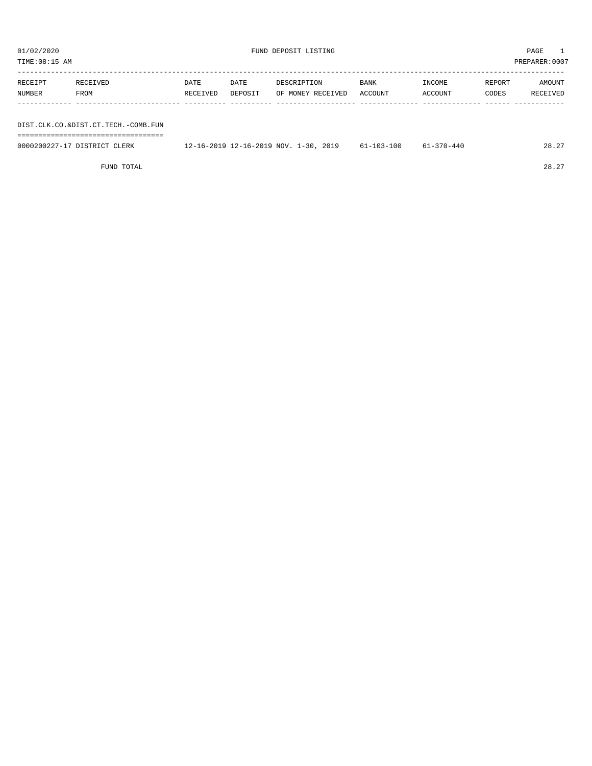01/02/2020 FUND DEPOSIT LISTING

TIME:08:15 AM PREPARER:0007

| RECEIPT NUMBER | RECEIVED FROM | DATE RECEIVED | DATE DEPOSIT | DESCRIPTION OF MONEY RECEIVED | BANK ACCOUNT | INCOME ACCOUNT | REPORT CODES | AMOUNT RECEIVED |
|---|---|---|---|---|---|---|---|---|
| **DIST.CLK.CO.&DIST.CT.TECH.-COMB.FUN** | | | | | | | | |
| 0000200227-17 | DISTRICT CLERK | 12-16-2019 | 12-16-2019 | NOV. 1-30, 2019 | 61-103-100 | 61-370-440 | | 28.27 |
| | FUND TOTAL | | | | | | | 28.27 |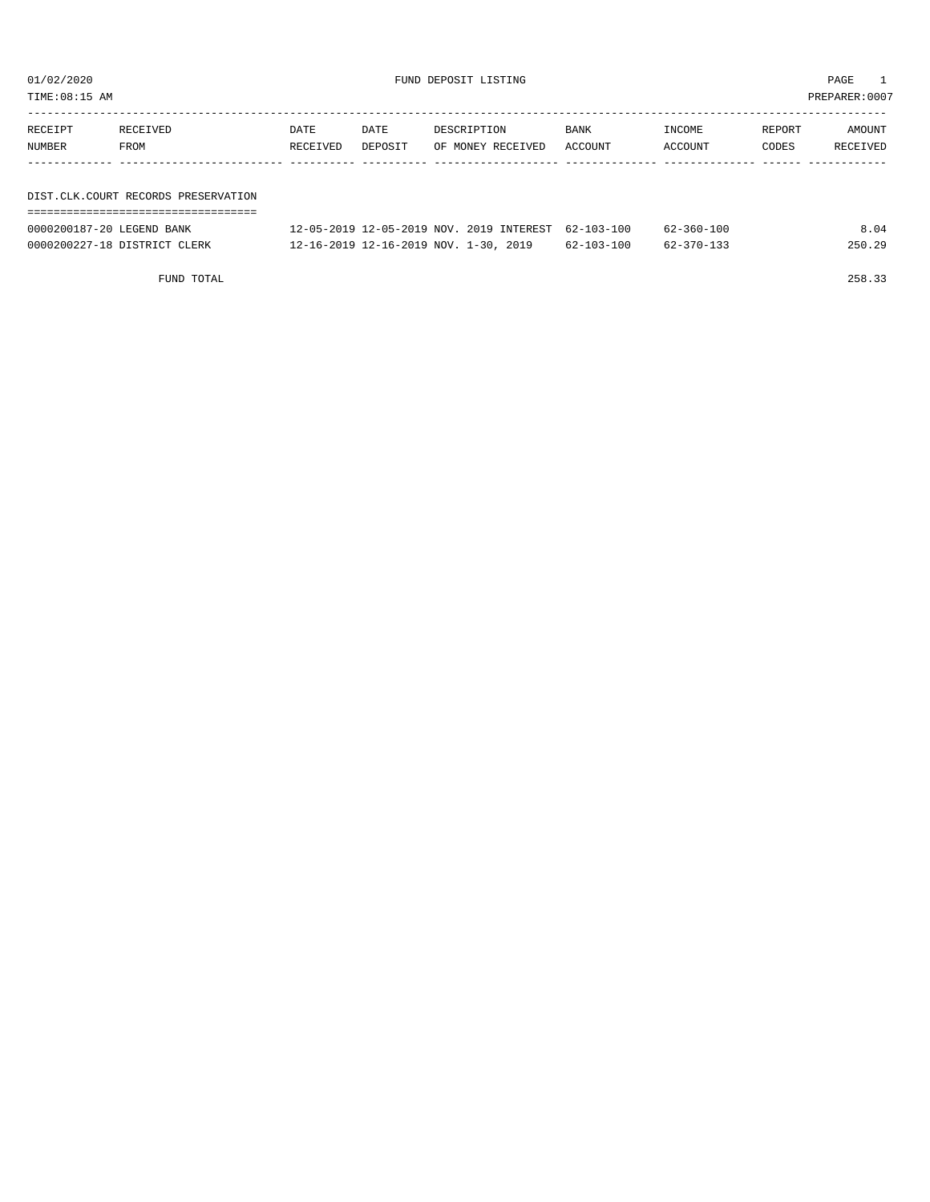01/02/2020 FUND DEPOSIT LISTING PAGE 1

TIME:08:15 AM PREPARER:0007

| RECEIPT NUMBER | RECEIVED FROM | DATE RECEIVED | DATE DEPOSIT | DESCRIPTION OF MONEY RECEIVED | BANK ACCOUNT | INCOME ACCOUNT | REPORT CODES | AMOUNT RECEIVED |
|---|---|---|---|---|---|---|---|---|

DIST.CLK.COURT RECORDS PRESERVATION

| RECEIPT NUMBER | RECEIVED FROM | DATE RECEIVED | DATE DEPOSIT | DESCRIPTION OF MONEY RECEIVED | BANK ACCOUNT | INCOME ACCOUNT | REPORT CODES | AMOUNT RECEIVED |
|---|---|---|---|---|---|---|---|---|
| 0000200187-20 | LEGEND BANK | 12-05-2019 | 12-05-2019 | NOV. 2019 INTEREST | 62-103-100 | 62-360-100 | | 8.04 |
| 0000200227-18 | DISTRICT CLERK | 12-16-2019 | 12-16-2019 | NOV. 1-30, 2019 | 62-103-100 | 62-370-133 | | 250.29 |
| | FUND TOTAL | | | | | | | 258.33 |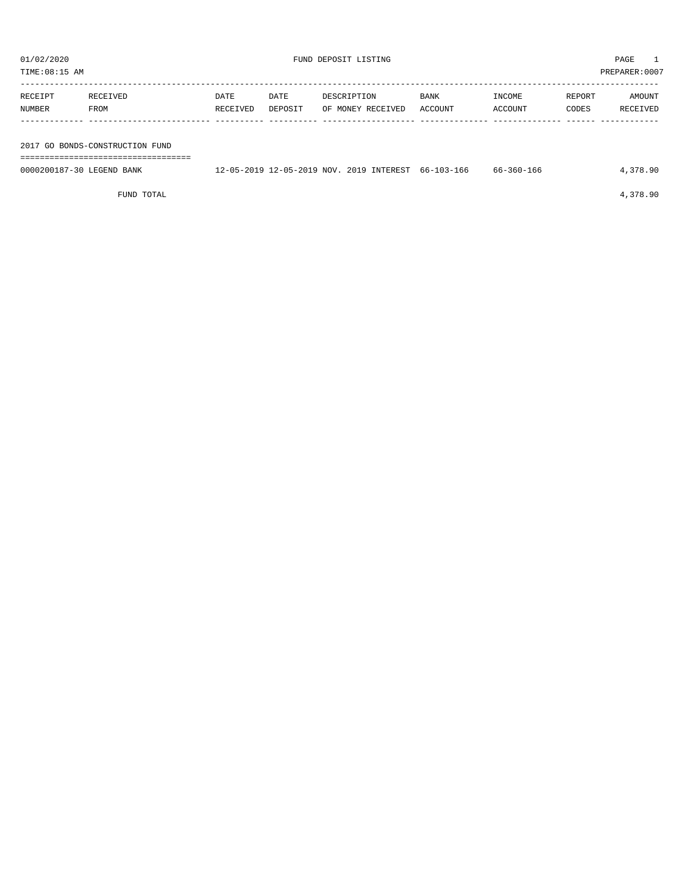01/02/2020 FUND DEPOSIT LISTING

TIME:08:15 AM PREPARER:0007

| RECEIPT NUMBER | RECEIVED FROM | DATE RECEIVED | DATE DEPOSIT | DESCRIPTION OF MONEY RECEIVED | BANK ACCOUNT | INCOME ACCOUNT | REPORT CODES | AMOUNT RECEIVED |
|---|---|---|---|---|---|---|---|---|
| **2017 GO BONDS-CONSTRUCTION FUND** | | | | | | | | |
| 0000200187-30 | LEGEND BANK | 12-05-2019 | 12-05-2019 | NOV. 2019 INTEREST | 66-103-166 | 66-360-166 | | 4,378.90 |
| | FUND TOTAL | | | | | | | 4,378.90 |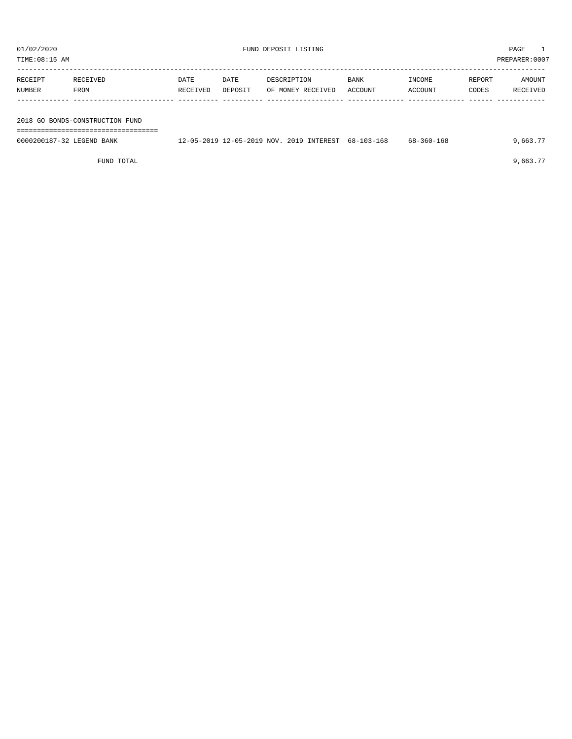01/02/2020 FUND DEPOSIT LISTING PAGE 1

TIME:08:15 AM PREPARER:0007

| RECEIPT NUMBER | RECEIVED FROM | DATE RECEIVED | DATE DEPOSIT | DESCRIPTION OF MONEY RECEIVED | BANK ACCOUNT | INCOME ACCOUNT | REPORT CODES | AMOUNT RECEIVED |
|---|---|---|---|---|---|---|---|---|
| **2018 GO BONDS-CONSTRUCTION FUND** | | | | | | | | |
| 0000200187-32 | LEGEND BANK | 12-05-2019 | 12-05-2019 | NOV. 2019 INTEREST | 68-103-168 | 68-360-168 | | 9,663.77 |
| | FUND TOTAL | | | | | | | 9,663.77 |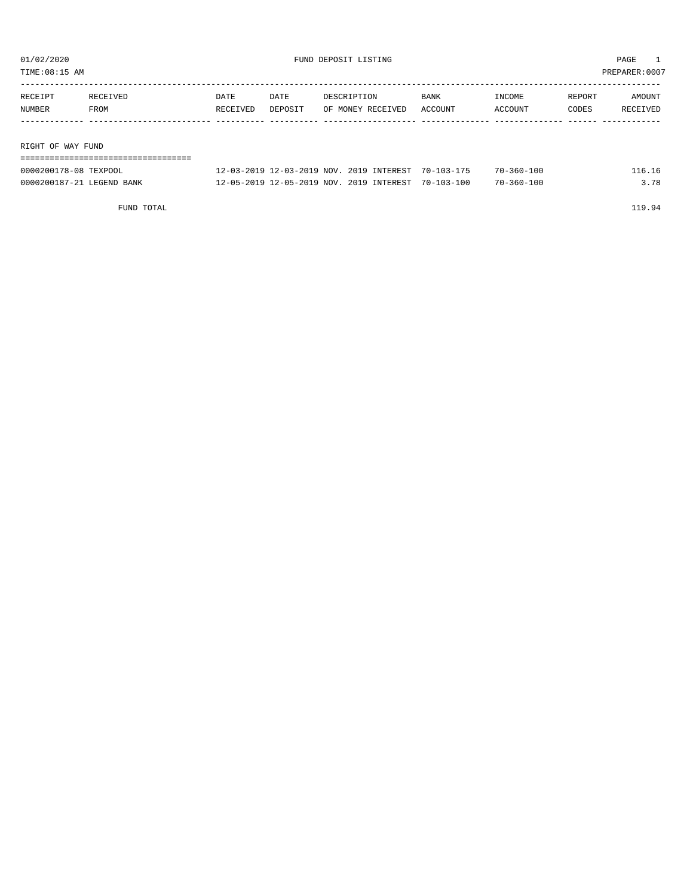01/02/2020 FUND DEPOSIT LISTING

TIME:08:15 AM PREPARER:0007

| RECEIPT NUMBER | RECEIVED FROM | DATE RECEIVED | DATE DEPOSIT | DESCRIPTION OF MONEY RECEIVED | BANK ACCOUNT | INCOME ACCOUNT | REPORT CODES | AMOUNT RECEIVED |
|---|---|---|---|---|---|---|---|---|

## RIGHT OF WAY FUND

| RECEIPT NUMBER | RECEIVED FROM | DATE RECEIVED | DATE DEPOSIT | DESCRIPTION OF MONEY RECEIVED | BANK ACCOUNT | INCOME ACCOUNT | REPORT CODES | AMOUNT RECEIVED |
|---|---|---|---|---|---|---|---|---|
| 0000200178-08 | TEXPOOL | 12-03-2019 | 12-03-2019 | NOV. 2019 INTEREST | 70-103-175 | 70-360-100 | | 116.16 |
| 0000200187-21 | LEGEND BANK | 12-05-2019 | 12-05-2019 | NOV. 2019 INTEREST | 70-103-100 | 70-360-100 | | 3.78 |
| | FUND TOTAL | | | | | | | 119.94 |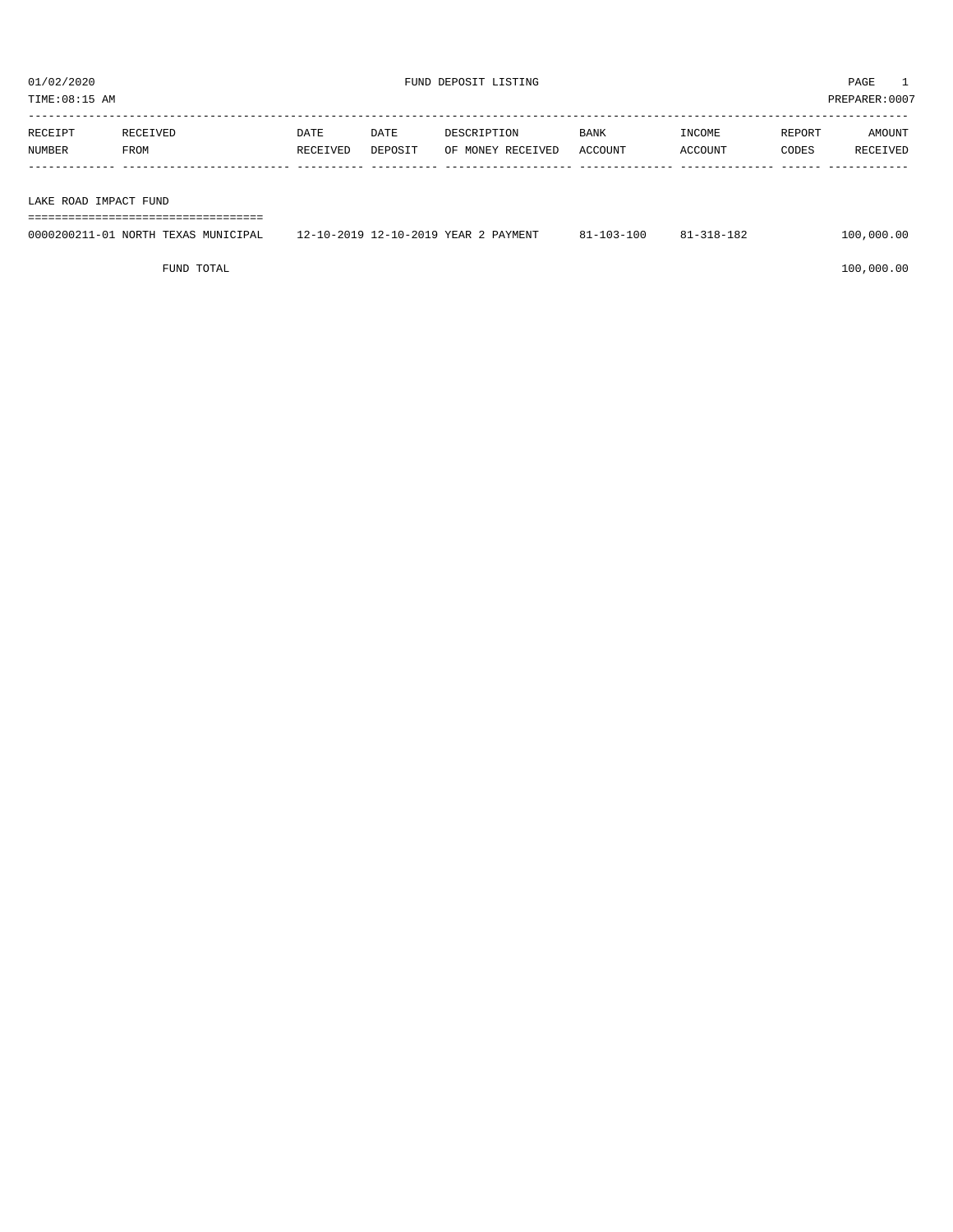01/02/2020 FUND DEPOSIT LISTING PAGE 1
TIME:08:15 AM PREPARER:0007

| RECEIPT NUMBER | RECEIVED FROM | DATE RECEIVED | DATE DEPOSIT | DESCRIPTION OF MONEY RECEIVED | BANK ACCOUNT | INCOME ACCOUNT | REPORT CODES | AMOUNT RECEIVED |
|---|---|---|---|---|---|---|---|---|
| **LAKE ROAD IMPACT FUND** | | | | | | | | |
| 0000200211-01 | NORTH TEXAS MUNICIPAL | 12-10-2019 | 12-10-2019 | YEAR 2 PAYMENT | 81-103-100 | 81-318-182 | | 100,000.00 |
| | FUND TOTAL | | | | | | | 100,000.00 |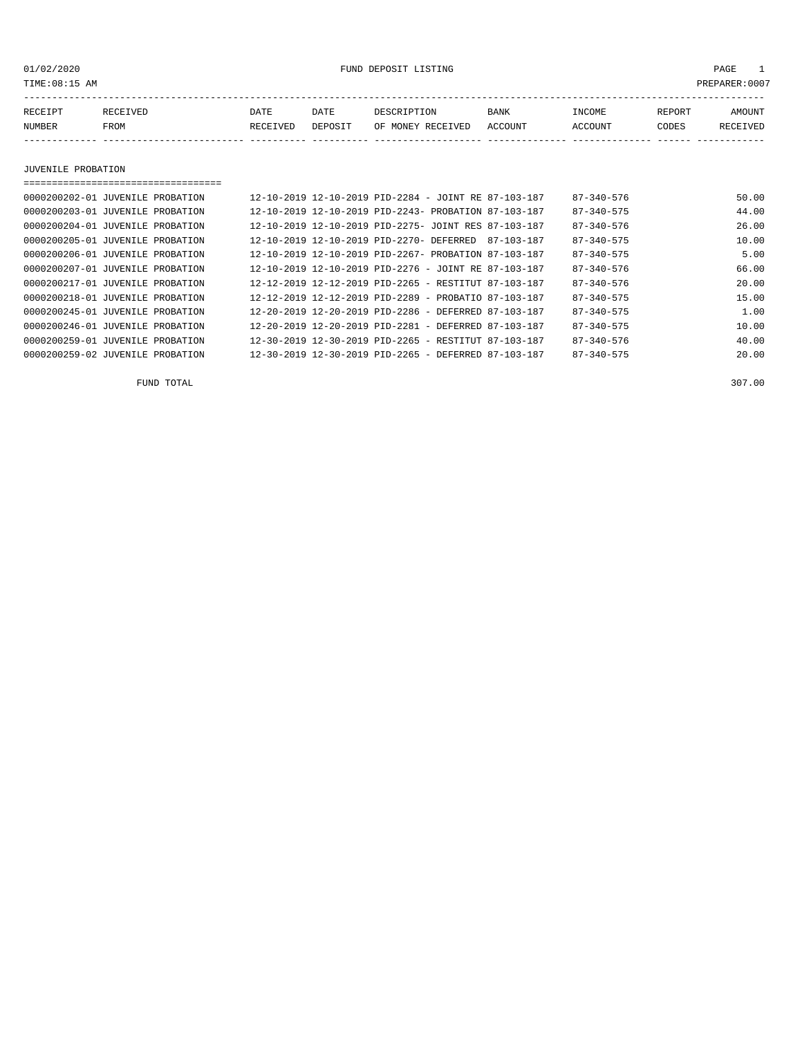01/02/2020 FUND DEPOSIT LISTING

TIME:08:15 AM PREPARER:0007

| RECEIPT NUMBER | RECEIVED FROM | DATE RECEIVED | DATE DEPOSIT | DESCRIPTION OF MONEY RECEIVED | BANK ACCOUNT | INCOME ACCOUNT | REPORT CODES | AMOUNT RECEIVED |
|---|---|---|---|---|---|---|---|---|

## JUVENILE PROBATION

| RECEIPT NUMBER | RECEIVED FROM | DATE RECEIVED | DATE DEPOSIT | DESCRIPTION OF MONEY RECEIVED | BANK ACCOUNT | INCOME ACCOUNT | REPORT CODES | AMOUNT RECEIVED |
|---|---|---|---|---|---|---|---|---|
| 0000200202-01 | JUVENILE PROBATION | 12-10-2019 | 12-10-2019 | PID-2284 - JOINT RE | 87-103-187 | 87-340-576 | | 50.00 |
| 0000200203-01 | JUVENILE PROBATION | 12-10-2019 | 12-10-2019 | PID-2243- PROBATION | 87-103-187 | 87-340-575 | | 44.00 |
| 0000200204-01 | JUVENILE PROBATION | 12-10-2019 | 12-10-2019 | PID-2275- JOINT RES | 87-103-187 | 87-340-576 | | 26.00 |
| 0000200205-01 | JUVENILE PROBATION | 12-10-2019 | 12-10-2019 | PID-2270- DEFERRED | 87-103-187 | 87-340-575 | | 10.00 |
| 0000200206-01 | JUVENILE PROBATION | 12-10-2019 | 12-10-2019 | PID-2267- PROBATION | 87-103-187 | 87-340-575 | | 5.00 |
| 0000200207-01 | JUVENILE PROBATION | 12-10-2019 | 12-10-2019 | PID-2276 - JOINT RE | 87-103-187 | 87-340-576 | | 66.00 |
| 0000200217-01 | JUVENILE PROBATION | 12-12-2019 | 12-12-2019 | PID-2265 - RESTITUT | 87-103-187 | 87-340-576 | | 20.00 |
| 0000200218-01 | JUVENILE PROBATION | 12-12-2019 | 12-12-2019 | PID-2289 - PROBATIO | 87-103-187 | 87-340-575 | | 15.00 |
| 0000200245-01 | JUVENILE PROBATION | 12-20-2019 | 12-20-2019 | PID-2286 - DEFERRED | 87-103-187 | 87-340-575 | | 1.00 |
| 0000200246-01 | JUVENILE PROBATION | 12-20-2019 | 12-20-2019 | PID-2281 - DEFERRED | 87-103-187 | 87-340-575 | | 10.00 |
| 0000200259-01 | JUVENILE PROBATION | 12-30-2019 | 12-30-2019 | PID-2265 - RESTITUT | 87-103-187 | 87-340-576 | | 40.00 |
| 0000200259-02 | JUVENILE PROBATION | 12-30-2019 | 12-30-2019 | PID-2265 - DEFERRED | 87-103-187 | 87-340-575 | | 20.00 |

FUND TOTAL 307.00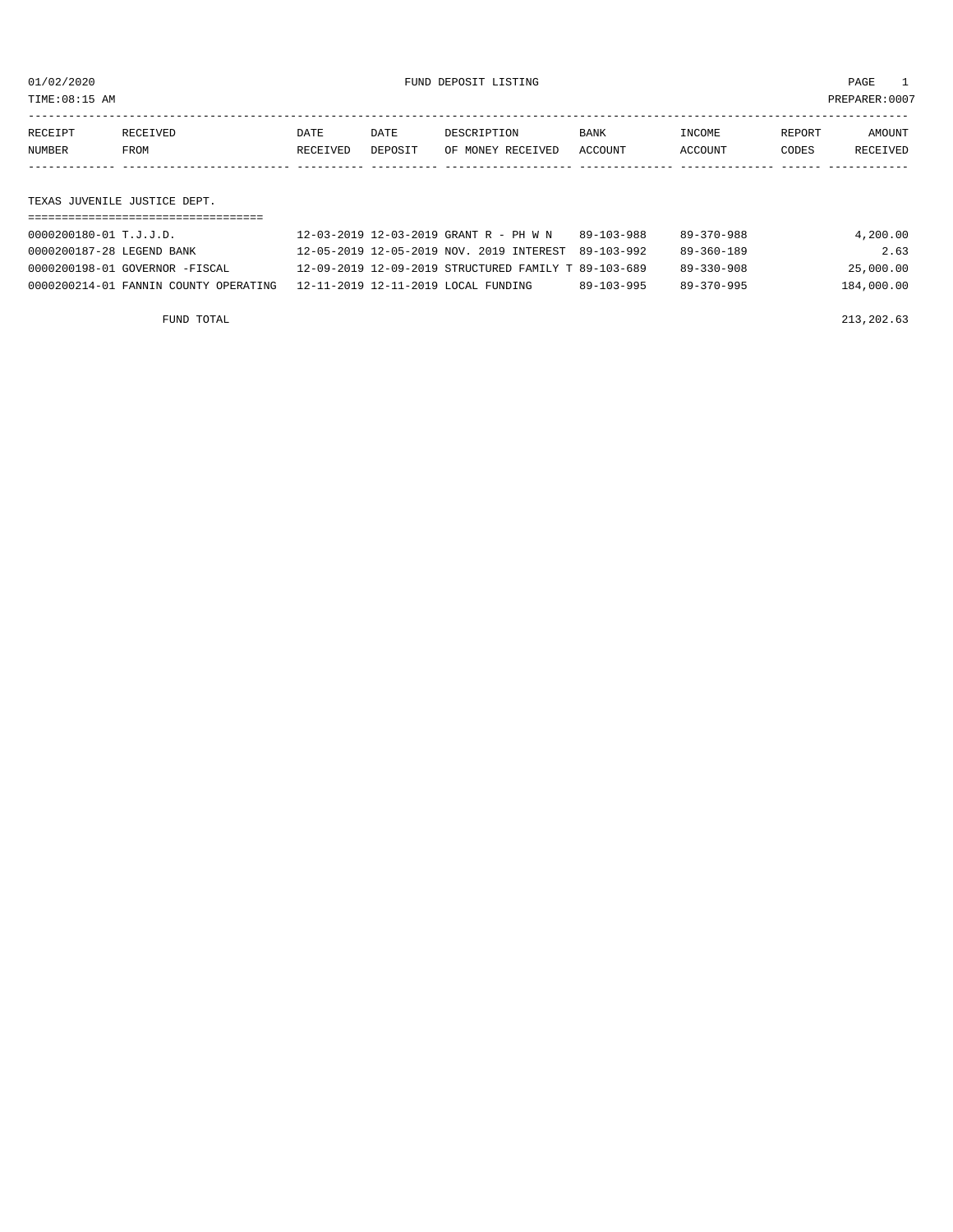01/02/2020 FUND DEPOSIT LISTING PAGE 1

TIME:08:15 AM PREPARER:0007

| RECEIPT NUMBER | RECEIVED FROM | DATE RECEIVED | DATE DEPOSIT | DESCRIPTION OF MONEY RECEIVED | BANK ACCOUNT | INCOME ACCOUNT | REPORT CODES | AMOUNT RECEIVED |
|---|---|---|---|---|---|---|---|---|
| **TEXAS JUVENILE JUSTICE DEPT.** | | | | | | | | |
| 0000200180-01 | T.J.J.D. | 12-03-2019 | 12-03-2019 | GRANT R - PH W N | 89-103-988 | 89-370-988 | | 4,200.00 |
| 0000200187-28 | LEGEND BANK | 12-05-2019 | 12-05-2019 | NOV. 2019 INTEREST | 89-103-992 | 89-360-189 | | 2.63 |
| 0000200198-01 | GOVERNOR -FISCAL | 12-09-2019 | 12-09-2019 | STRUCTURED FAMILY T | 89-103-689 | 89-330-908 | | 25,000.00 |
| 0000200214-01 | FANNIN COUNTY OPERATING | 12-11-2019 | 12-11-2019 | LOCAL FUNDING | 89-103-995 | 89-370-995 | | 184,000.00 |
| | FUND TOTAL | | | | | | | 213,202.63 |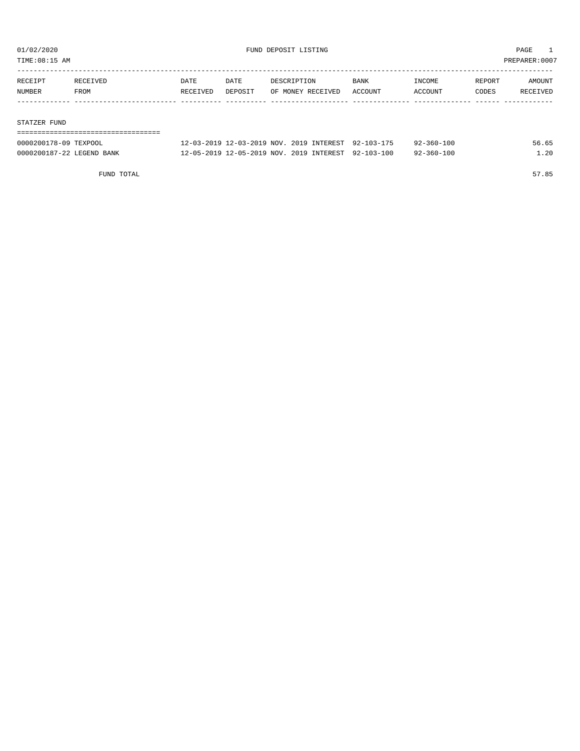01/02/2020 FUND DEPOSIT LISTING PAGE 1

TIME:08:15 AM PREPARER:0007

| RECEIPT NUMBER | RECEIVED FROM | DATE RECEIVED | DATE DEPOSIT | DESCRIPTION OF MONEY RECEIVED | BANK ACCOUNT | INCOME ACCOUNT | REPORT CODES | AMOUNT RECEIVED |
|---|---|---|---|---|---|---|---|---|

STATZER FUND

| RECEIPT NUMBER | RECEIVED FROM | DATE RECEIVED | DATE DEPOSIT | DESCRIPTION OF MONEY RECEIVED | BANK ACCOUNT | INCOME ACCOUNT | REPORT CODES | AMOUNT RECEIVED |
|---|---|---|---|---|---|---|---|---|
| 0000200178-09 | TEXPOOL | 12-03-2019 | 12-03-2019 | NOV. 2019 INTEREST | 92-103-175 | 92-360-100 | | 56.65 |
| 0000200187-22 | LEGEND BANK | 12-05-2019 | 12-05-2019 | NOV. 2019 INTEREST | 92-103-100 | 92-360-100 | | 1.20 |
| | FUND TOTAL | | | | | | | 57.85 |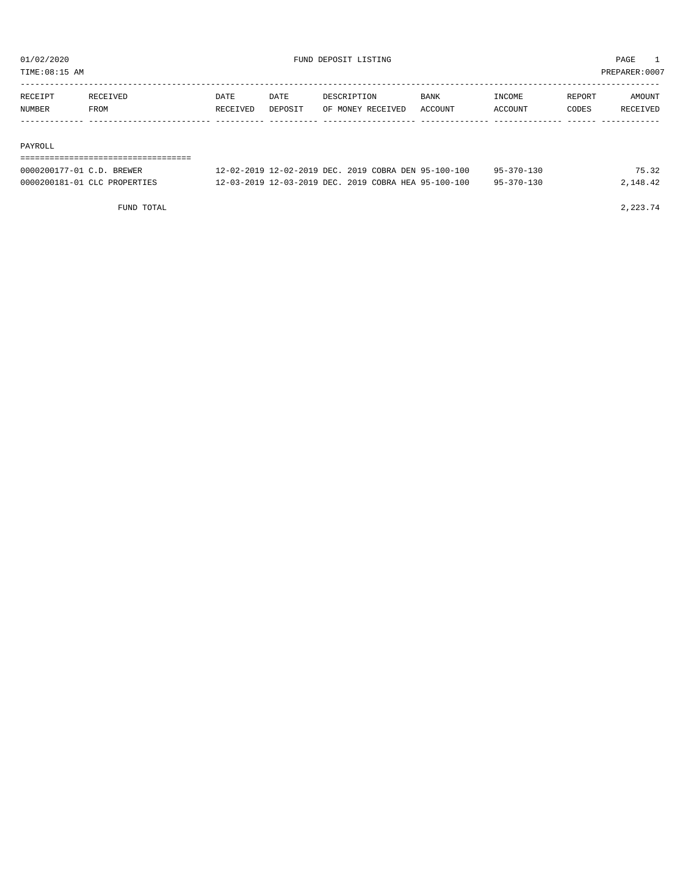# FUND DEPOSIT LISTING

01/02/2020
TIME:08:15 AM
PREPARER:0007

## PAYROLL

| RECEIPT NUMBER | RECEIVED FROM | DATE RECEIVED | DATE DEPOSIT | DESCRIPTION OF MONEY RECEIVED | BANK ACCOUNT | INCOME ACCOUNT | REPORT CODES | AMOUNT RECEIVED |
|---|---|---|---|---|---|---|---|---|
| 0000200177-01 | C.D. BREWER | 12-02-2019 | 12-02-2019 | DEC. 2019 COBRA DEN | 95-100-100 | 95-370-130 | | 75.32 |
| 0000200181-01 | CLC PROPERTIES | 12-03-2019 | 12-03-2019 | DEC. 2019 COBRA HEA | 95-100-100 | 95-370-130 | | 2,148.42 |
| | FUND TOTAL | | | | | | | 2,223.74 |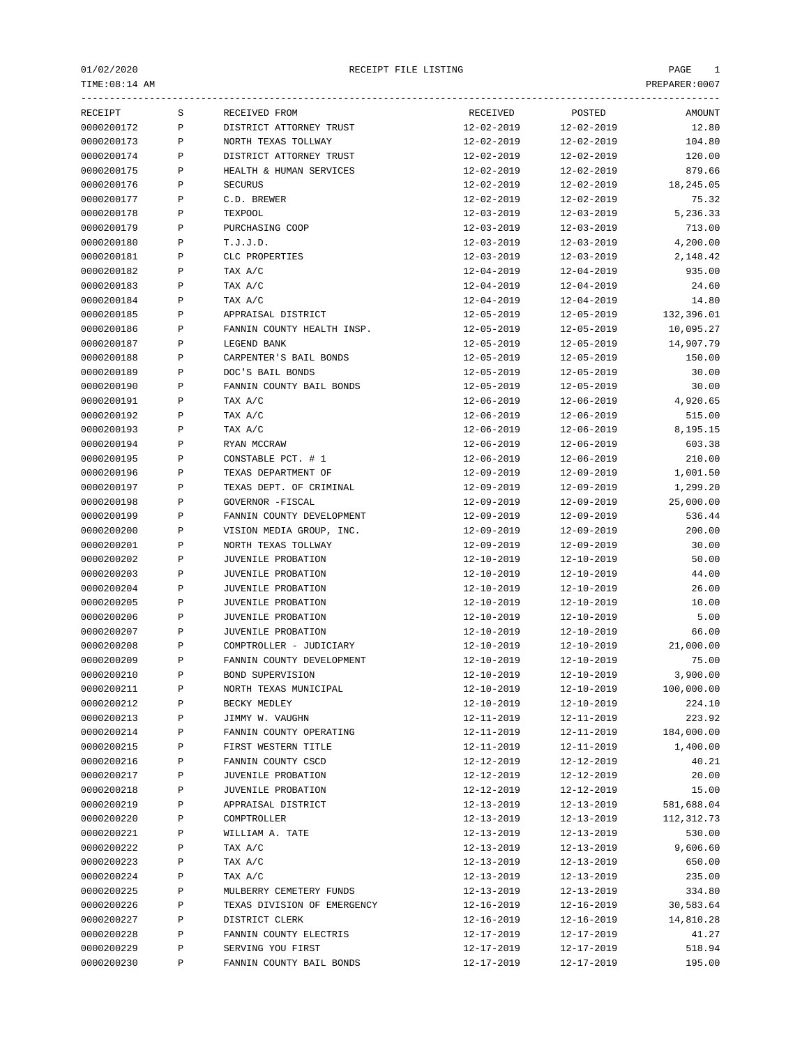RECEIPT FILE LISTING

| RECEIPT | S | RECEIVED FROM | RECEIVED | POSTED | AMOUNT |
|---|---|---|---|---|---|
| 0000200172 | P | DISTRICT ATTORNEY TRUST | 12-02-2019 | 12-02-2019 | 12.80 |
| 0000200173 | P | NORTH TEXAS TOLLWAY | 12-02-2019 | 12-02-2019 | 104.80 |
| 0000200174 | P | DISTRICT ATTORNEY TRUST | 12-02-2019 | 12-02-2019 | 120.00 |
| 0000200175 | P | HEALTH & HUMAN SERVICES | 12-02-2019 | 12-02-2019 | 879.66 |
| 0000200176 | P | SECURUS | 12-02-2019 | 12-02-2019 | 18,245.05 |
| 0000200177 | P | C.D. BREWER | 12-02-2019 | 12-02-2019 | 75.32 |
| 0000200178 | P | TEXPOOL | 12-03-2019 | 12-03-2019 | 5,236.33 |
| 0000200179 | P | PURCHASING COOP | 12-03-2019 | 12-03-2019 | 713.00 |
| 0000200180 | P | T.J.J.D. | 12-03-2019 | 12-03-2019 | 4,200.00 |
| 0000200181 | P | CLC PROPERTIES | 12-03-2019 | 12-03-2019 | 2,148.42 |
| 0000200182 | P | TAX A/C | 12-04-2019 | 12-04-2019 | 935.00 |
| 0000200183 | P | TAX A/C | 12-04-2019 | 12-04-2019 | 24.60 |
| 0000200184 | P | TAX A/C | 12-04-2019 | 12-04-2019 | 14.80 |
| 0000200185 | P | APPRAISAL DISTRICT | 12-05-2019 | 12-05-2019 | 132,396.01 |
| 0000200186 | P | FANNIN COUNTY HEALTH INSP. | 12-05-2019 | 12-05-2019 | 10,095.27 |
| 0000200187 | P | LEGEND BANK | 12-05-2019 | 12-05-2019 | 14,907.79 |
| 0000200188 | P | CARPENTER'S BAIL BONDS | 12-05-2019 | 12-05-2019 | 150.00 |
| 0000200189 | P | DOC'S BAIL BONDS | 12-05-2019 | 12-05-2019 | 30.00 |
| 0000200190 | P | FANNIN COUNTY BAIL BONDS | 12-05-2019 | 12-05-2019 | 30.00 |
| 0000200191 | P | TAX A/C | 12-06-2019 | 12-06-2019 | 4,920.65 |
| 0000200192 | P | TAX A/C | 12-06-2019 | 12-06-2019 | 515.00 |
| 0000200193 | P | TAX A/C | 12-06-2019 | 12-06-2019 | 8,195.15 |
| 0000200194 | P | RYAN MCCRAW | 12-06-2019 | 12-06-2019 | 603.38 |
| 0000200195 | P | CONSTABLE PCT. # 1 | 12-06-2019 | 12-06-2019 | 210.00 |
| 0000200196 | P | TEXAS DEPARTMENT OF | 12-09-2019 | 12-09-2019 | 1,001.50 |
| 0000200197 | P | TEXAS DEPT. OF CRIMINAL | 12-09-2019 | 12-09-2019 | 1,299.20 |
| 0000200198 | P | GOVERNOR -FISCAL | 12-09-2019 | 12-09-2019 | 25,000.00 |
| 0000200199 | P | FANNIN COUNTY DEVELOPMENT | 12-09-2019 | 12-09-2019 | 536.44 |
| 0000200200 | P | VISION MEDIA GROUP, INC. | 12-09-2019 | 12-09-2019 | 200.00 |
| 0000200201 | P | NORTH TEXAS TOLLWAY | 12-09-2019 | 12-09-2019 | 30.00 |
| 0000200202 | P | JUVENILE PROBATION | 12-10-2019 | 12-10-2019 | 50.00 |
| 0000200203 | P | JUVENILE PROBATION | 12-10-2019 | 12-10-2019 | 44.00 |
| 0000200204 | P | JUVENILE PROBATION | 12-10-2019 | 12-10-2019 | 26.00 |
| 0000200205 | P | JUVENILE PROBATION | 12-10-2019 | 12-10-2019 | 10.00 |
| 0000200206 | P | JUVENILE PROBATION | 12-10-2019 | 12-10-2019 | 5.00 |
| 0000200207 | P | JUVENILE PROBATION | 12-10-2019 | 12-10-2019 | 66.00 |
| 0000200208 | P | COMPTROLLER - JUDICIARY | 12-10-2019 | 12-10-2019 | 21,000.00 |
| 0000200209 | P | FANNIN COUNTY DEVELOPMENT | 12-10-2019 | 12-10-2019 | 75.00 |
| 0000200210 | P | BOND SUPERVISION | 12-10-2019 | 12-10-2019 | 3,900.00 |
| 0000200211 | P | NORTH TEXAS MUNICIPAL | 12-10-2019 | 12-10-2019 | 100,000.00 |
| 0000200212 | P | BECKY MEDLEY | 12-10-2019 | 12-10-2019 | 224.10 |
| 0000200213 | P | JIMMY W. VAUGHN | 12-11-2019 | 12-11-2019 | 223.92 |
| 0000200214 | P | FANNIN COUNTY OPERATING | 12-11-2019 | 12-11-2019 | 184,000.00 |
| 0000200215 | P | FIRST WESTERN TITLE | 12-11-2019 | 12-11-2019 | 1,400.00 |
| 0000200216 | P | FANNIN COUNTY CSCD | 12-12-2019 | 12-12-2019 | 40.21 |
| 0000200217 | P | JUVENILE PROBATION | 12-12-2019 | 12-12-2019 | 20.00 |
| 0000200218 | P | JUVENILE PROBATION | 12-12-2019 | 12-12-2019 | 15.00 |
| 0000200219 | P | APPRAISAL DISTRICT | 12-13-2019 | 12-13-2019 | 581,688.04 |
| 0000200220 | P | COMPTROLLER | 12-13-2019 | 12-13-2019 | 112,312.73 |
| 0000200221 | P | WILLIAM A. TATE | 12-13-2019 | 12-13-2019 | 530.00 |
| 0000200222 | P | TAX A/C | 12-13-2019 | 12-13-2019 | 9,606.60 |
| 0000200223 | P | TAX A/C | 12-13-2019 | 12-13-2019 | 650.00 |
| 0000200224 | P | TAX A/C | 12-13-2019 | 12-13-2019 | 235.00 |
| 0000200225 | P | MULBERRY CEMETERY FUNDS | 12-13-2019 | 12-13-2019 | 334.80 |
| 0000200226 | P | TEXAS DIVISION OF EMERGENCY | 12-16-2019 | 12-16-2019 | 30,583.64 |
| 0000200227 | P | DISTRICT CLERK | 12-16-2019 | 12-16-2019 | 14,810.28 |
| 0000200228 | P | FANNIN COUNTY ELECTRIS | 12-17-2019 | 12-17-2019 | 41.27 |
| 0000200229 | P | SERVING YOU FIRST | 12-17-2019 | 12-17-2019 | 518.94 |
| 0000200230 | P | FANNIN COUNTY BAIL BONDS | 12-17-2019 | 12-17-2019 | 195.00 |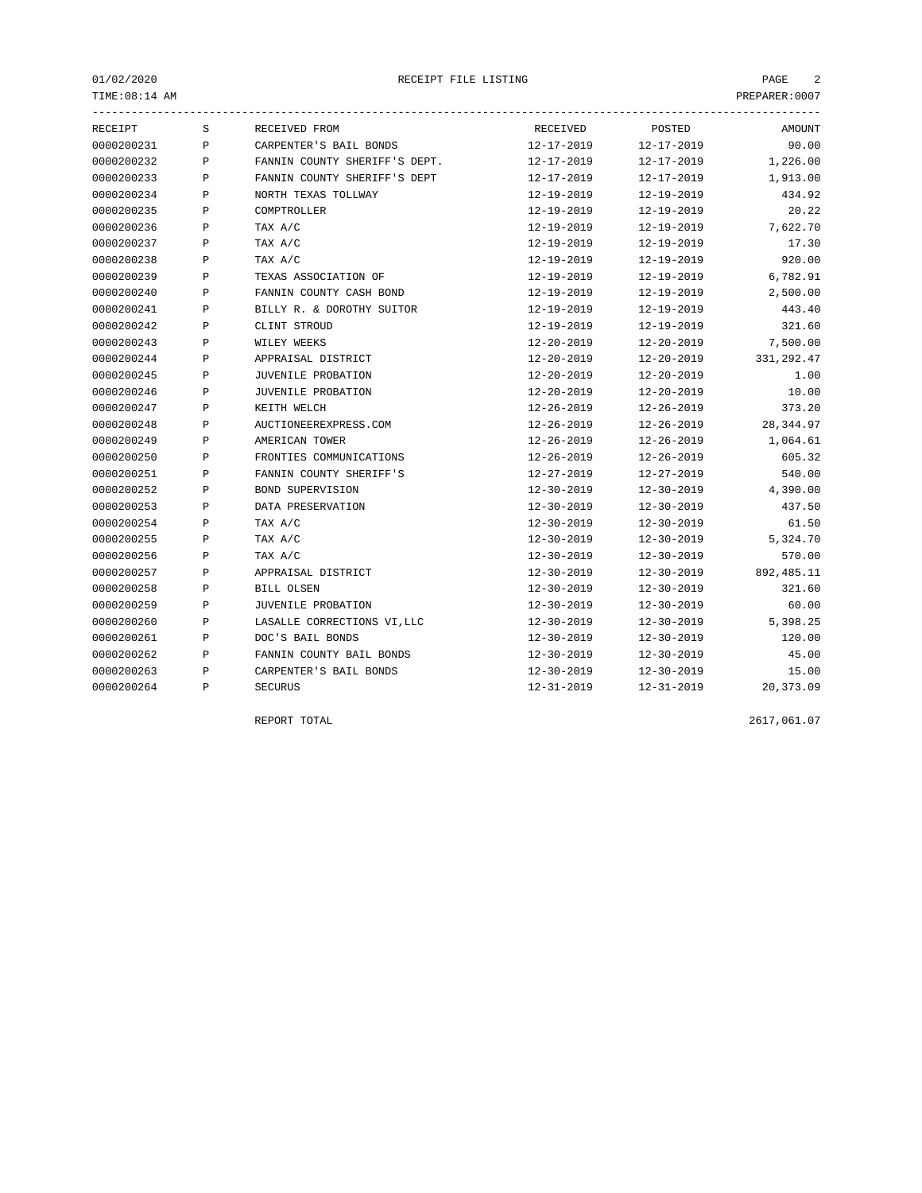RECEIPT FILE LISTING

01/02/2020
TIME:08:14 AM
PREPARER:0007

| RECEIPT | S | RECEIVED FROM | RECEIVED | POSTED | AMOUNT |
|---|---|---|---|---|---|
| 0000200231 | P | CARPENTER'S BAIL BONDS | 12-17-2019 | 12-17-2019 | 90.00 |
| 0000200232 | P | FANNIN COUNTY SHERIFF'S DEPT. | 12-17-2019 | 12-17-2019 | 1,226.00 |
| 0000200233 | P | FANNIN COUNTY SHERIFF'S DEPT | 12-17-2019 | 12-17-2019 | 1,913.00 |
| 0000200234 | P | NORTH TEXAS TOLLWAY | 12-19-2019 | 12-19-2019 | 434.92 |
| 0000200235 | P | COMPTROLLER | 12-19-2019 | 12-19-2019 | 20.22 |
| 0000200236 | P | TAX A/C | 12-19-2019 | 12-19-2019 | 7,622.70 |
| 0000200237 | P | TAX A/C | 12-19-2019 | 12-19-2019 | 17.30 |
| 0000200238 | P | TAX A/C | 12-19-2019 | 12-19-2019 | 920.00 |
| 0000200239 | P | TEXAS ASSOCIATION OF | 12-19-2019 | 12-19-2019 | 6,782.91 |
| 0000200240 | P | FANNIN COUNTY CASH BOND | 12-19-2019 | 12-19-2019 | 2,500.00 |
| 0000200241 | P | BILLY R. & DOROTHY SUITOR | 12-19-2019 | 12-19-2019 | 443.40 |
| 0000200242 | P | CLINT STROUD | 12-19-2019 | 12-19-2019 | 321.60 |
| 0000200243 | P | WILEY WEEKS | 12-20-2019 | 12-20-2019 | 7,500.00 |
| 0000200244 | P | APPRAISAL DISTRICT | 12-20-2019 | 12-20-2019 | 331,292.47 |
| 0000200245 | P | JUVENILE PROBATION | 12-20-2019 | 12-20-2019 | 1.00 |
| 0000200246 | P | JUVENILE PROBATION | 12-20-2019 | 12-20-2019 | 10.00 |
| 0000200247 | P | KEITH WELCH | 12-26-2019 | 12-26-2019 | 373.20 |
| 0000200248 | P | AUCTIONEEREXPRESS.COM | 12-26-2019 | 12-26-2019 | 28,344.97 |
| 0000200249 | P | AMERICAN TOWER | 12-26-2019 | 12-26-2019 | 1,064.61 |
| 0000200250 | P | FRONTIES COMMUNICATIONS | 12-26-2019 | 12-26-2019 | 605.32 |
| 0000200251 | P | FANNIN COUNTY SHERIFF'S | 12-27-2019 | 12-27-2019 | 540.00 |
| 0000200252 | P | BOND SUPERVISION | 12-30-2019 | 12-30-2019 | 4,390.00 |
| 0000200253 | P | DATA PRESERVATION | 12-30-2019 | 12-30-2019 | 437.50 |
| 0000200254 | P | TAX A/C | 12-30-2019 | 12-30-2019 | 61.50 |
| 0000200255 | P | TAX A/C | 12-30-2019 | 12-30-2019 | 5,324.70 |
| 0000200256 | P | TAX A/C | 12-30-2019 | 12-30-2019 | 570.00 |
| 0000200257 | P | APPRAISAL DISTRICT | 12-30-2019 | 12-30-2019 | 892,485.11 |
| 0000200258 | P | BILL OLSEN | 12-30-2019 | 12-30-2019 | 321.60 |
| 0000200259 | P | JUVENILE PROBATION | 12-30-2019 | 12-30-2019 | 60.00 |
| 0000200260 | P | LASALLE CORRECTIONS VI,LLC | 12-30-2019 | 12-30-2019 | 5,398.25 |
| 0000200261 | P | DOC'S BAIL BONDS | 12-30-2019 | 12-30-2019 | 120.00 |
| 0000200262 | P | FANNIN COUNTY BAIL BONDS | 12-30-2019 | 12-30-2019 | 45.00 |
| 0000200263 | P | CARPENTER'S BAIL BONDS | 12-30-2019 | 12-30-2019 | 15.00 |
| 0000200264 | P | SECURUS | 12-31-2019 | 12-31-2019 | 20,373.09 |
| | | REPORT TOTAL | | | 2617,061.07 |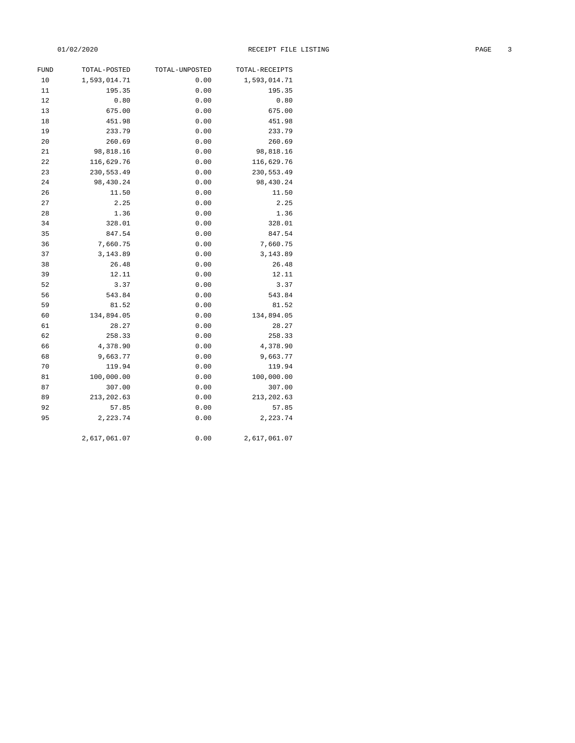01/02/2020 RECEIPT FILE LISTING

| FUND | TOTAL-POSTED | TOTAL-UNPOSTED | TOTAL-RECEIPTS |
|---|---|---|---|
| 10 | 1,593,014.71 | 0.00 | 1,593,014.71 |
| 11 | 195.35 | 0.00 | 195.35 |
| 12 | 0.80 | 0.00 | 0.80 |
| 13 | 675.00 | 0.00 | 675.00 |
| 18 | 451.98 | 0.00 | 451.98 |
| 19 | 233.79 | 0.00 | 233.79 |
| 20 | 260.69 | 0.00 | 260.69 |
| 21 | 98,818.16 | 0.00 | 98,818.16 |
| 22 | 116,629.76 | 0.00 | 116,629.76 |
| 23 | 230,553.49 | 0.00 | 230,553.49 |
| 24 | 98,430.24 | 0.00 | 98,430.24 |
| 26 | 11.50 | 0.00 | 11.50 |
| 27 | 2.25 | 0.00 | 2.25 |
| 28 | 1.36 | 0.00 | 1.36 |
| 34 | 328.01 | 0.00 | 328.01 |
| 35 | 847.54 | 0.00 | 847.54 |
| 36 | 7,660.75 | 0.00 | 7,660.75 |
| 37 | 3,143.89 | 0.00 | 3,143.89 |
| 38 | 26.48 | 0.00 | 26.48 |
| 39 | 12.11 | 0.00 | 12.11 |
| 52 | 3.37 | 0.00 | 3.37 |
| 56 | 543.84 | 0.00 | 543.84 |
| 59 | 81.52 | 0.00 | 81.52 |
| 60 | 134,894.05 | 0.00 | 134,894.05 |
| 61 | 28.27 | 0.00 | 28.27 |
| 62 | 258.33 | 0.00 | 258.33 |
| 66 | 4,378.90 | 0.00 | 4,378.90 |
| 68 | 9,663.77 | 0.00 | 9,663.77 |
| 70 | 119.94 | 0.00 | 119.94 |
| 81 | 100,000.00 | 0.00 | 100,000.00 |
| 87 | 307.00 | 0.00 | 307.00 |
| 89 | 213,202.63 | 0.00 | 213,202.63 |
| 92 | 57.85 | 0.00 | 57.85 |
| 95 | 2,223.74 | 0.00 | 2,223.74 |
| | 2,617,061.07 | 0.00 | 2,617,061.07 |